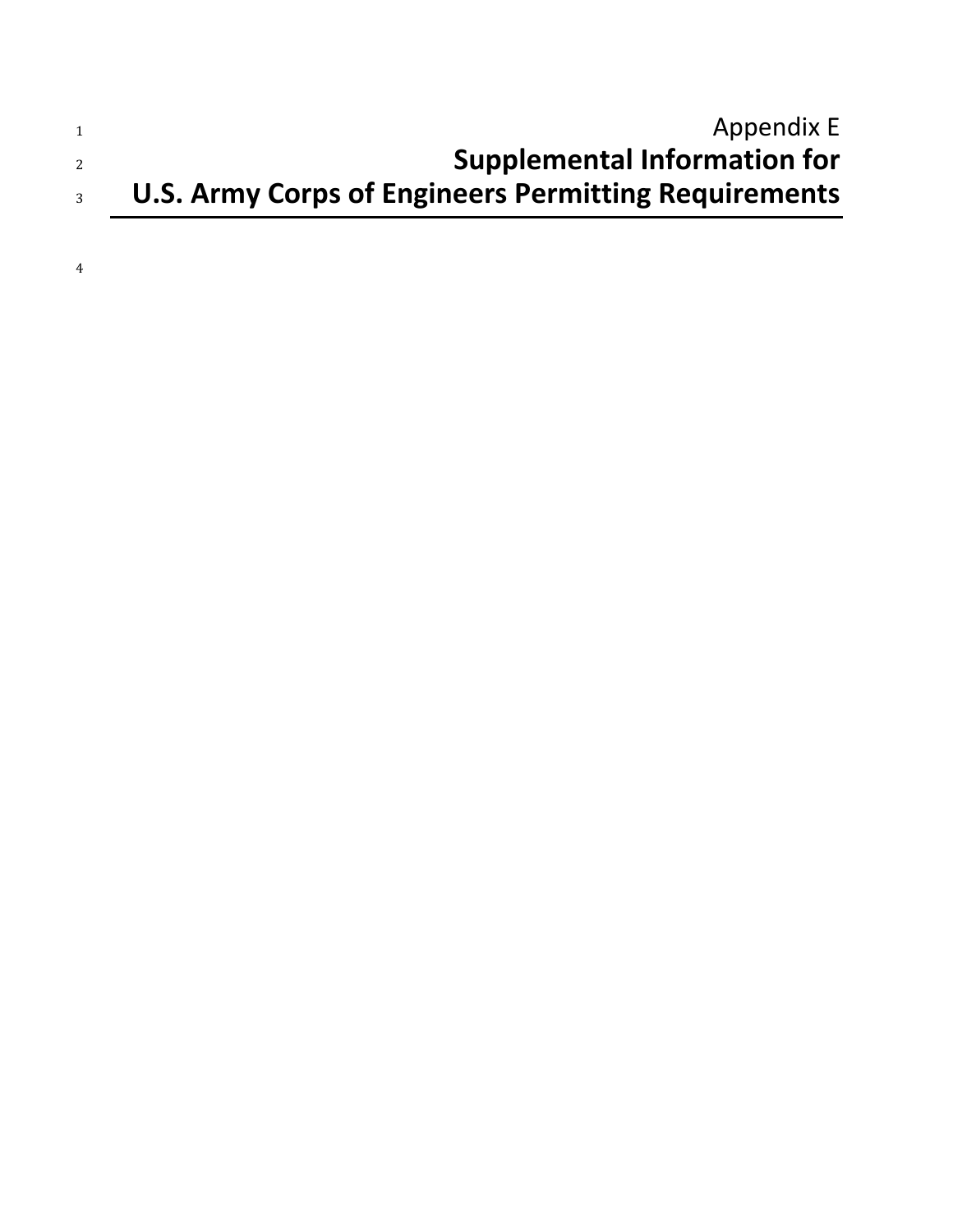Appendix E

# Supplemental Information for U.S. Army Corps of Engineers Permitting Requirements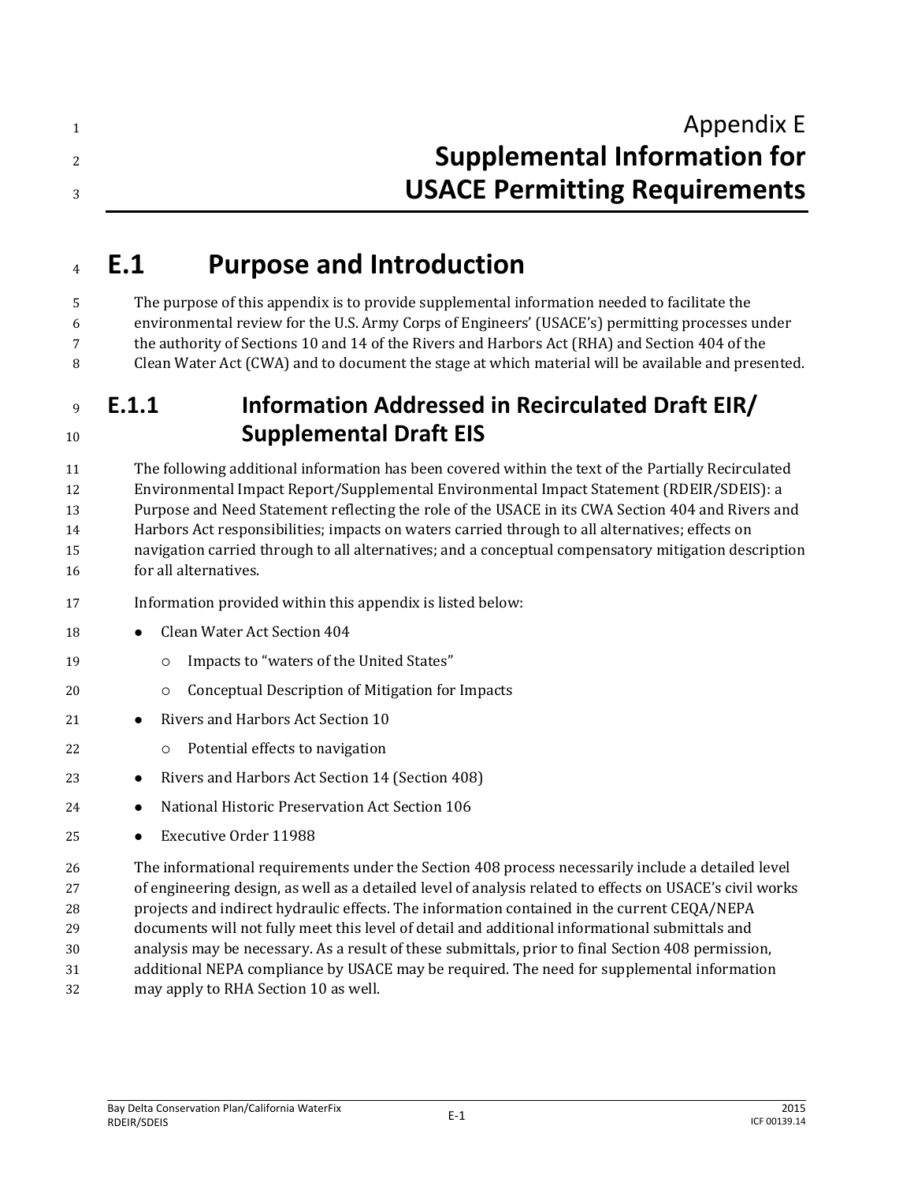# Appendix E
# Supplemental Information for USACE Permitting Requirements

## E.1 Purpose and Introduction

The purpose of this appendix is to provide supplemental information needed to facilitate the environmental review for the U.S. Army Corps of Engineers' (USACE's) permitting processes under the authority of Sections 10 and 14 of the Rivers and Harbors Act (RHA) and Section 404 of the Clean Water Act (CWA) and to document the stage at which material will be available and presented.

### E.1.1 Information Addressed in Recirculated Draft EIR/ Supplemental Draft EIS

The following additional information has been covered within the text of the Partially Recirculated Environmental Impact Report/Supplemental Environmental Impact Statement (RDEIR/SDEIS): a Purpose and Need Statement reflecting the role of the USACE in its CWA Section 404 and Rivers and Harbors Act responsibilities; impacts on waters carried through to all alternatives; effects on navigation carried through to all alternatives; and a conceptual compensatory mitigation description for all alternatives.

Information provided within this appendix is listed below:

- Clean Water Act Section 404
  - Impacts to "waters of the United States"
  - Conceptual Description of Mitigation for Impacts
- Rivers and Harbors Act Section 10
  - Potential effects to navigation
- Rivers and Harbors Act Section 14 (Section 408)
- National Historic Preservation Act Section 106
- Executive Order 11988

The informational requirements under the Section 408 process necessarily include a detailed level of engineering design, as well as a detailed level of analysis related to effects on USACE's civil works projects and indirect hydraulic effects. The information contained in the current CEQA/NEPA documents will not fully meet this level of detail and additional informational submittals and analysis may be necessary. As a result of these submittals, prior to final Section 408 permission, additional NEPA compliance by USACE may be required. The need for supplemental information may apply to RHA Section 10 as well.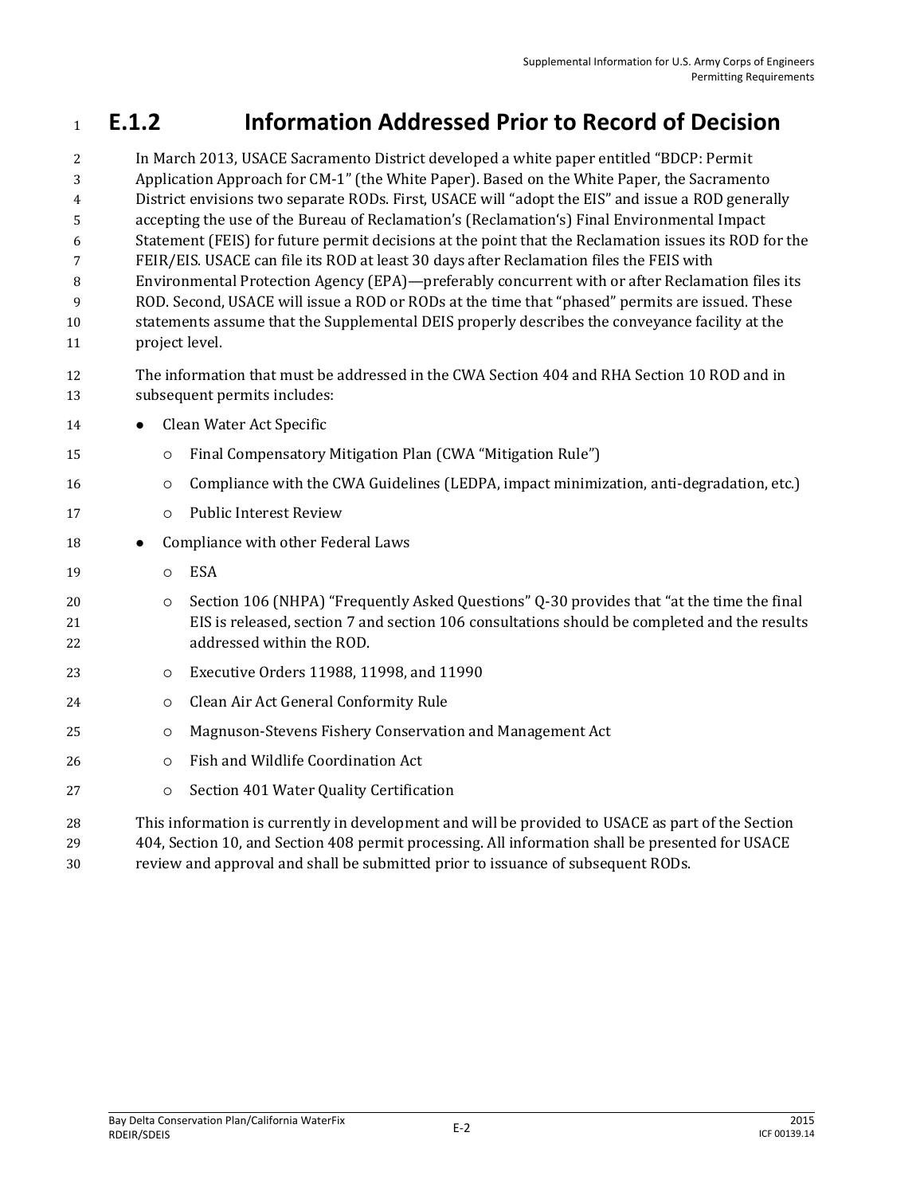## E.1.2 Information Addressed Prior to Record of Decision

In March 2013, USACE Sacramento District developed a white paper entitled "BDCP: Permit Application Approach for CM-1" (the White Paper). Based on the White Paper, the Sacramento District envisions two separate RODs. First, USACE will "adopt the EIS" and issue a ROD generally accepting the use of the Bureau of Reclamation's (Reclamation's) Final Environmental Impact Statement (FEIS) for future permit decisions at the point that the Reclamation issues its ROD for the FEIR/EIS. USACE can file its ROD at least 30 days after Reclamation files the FEIS with Environmental Protection Agency (EPA)—preferably concurrent with or after Reclamation files its ROD. Second, USACE will issue a ROD or RODs at the time that "phased" permits are issued. These statements assume that the Supplemental DEIS properly describes the conveyance facility at the project level.

The information that must be addressed in the CWA Section 404 and RHA Section 10 ROD and in subsequent permits includes:

- Clean Water Act Specific
  - Final Compensatory Mitigation Plan (CWA "Mitigation Rule")
  - Compliance with the CWA Guidelines (LEDPA, impact minimization, anti-degradation, etc.)
  - Public Interest Review
- Compliance with other Federal Laws
  - ESA
  - Section 106 (NHPA) "Frequently Asked Questions" Q-30 provides that "at the time the final EIS is released, section 7 and section 106 consultations should be completed and the results addressed within the ROD.
  - Executive Orders 11988, 11998, and 11990
  - Clean Air Act General Conformity Rule
  - Magnuson-Stevens Fishery Conservation and Management Act
  - Fish and Wildlife Coordination Act
  - Section 401 Water Quality Certification

This information is currently in development and will be provided to USACE as part of the Section 404, Section 10, and Section 408 permit processing. All information shall be presented for USACE review and approval and shall be submitted prior to issuance of subsequent RODs.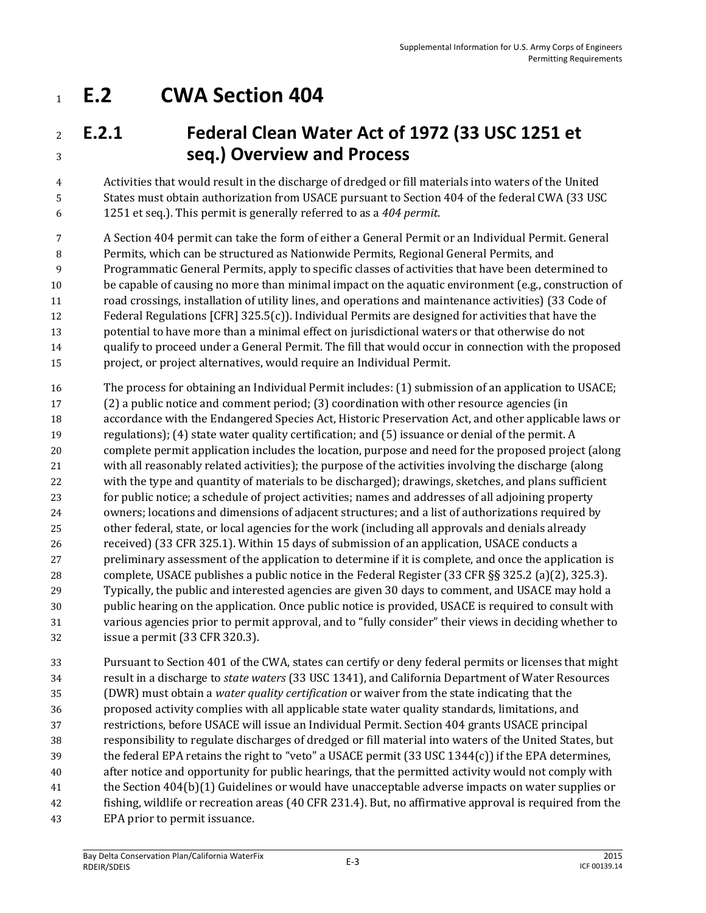# E.2 CWA Section 404

## E.2.1 Federal Clean Water Act of 1972 (33 USC 1251 et seq.) Overview and Process

Activities that would result in the discharge of dredged or fill materials into waters of the United States must obtain authorization from USACE pursuant to Section 404 of the federal CWA (33 USC 1251 et seq.). This permit is generally referred to as a *404 permit*.

A Section 404 permit can take the form of either a General Permit or an Individual Permit. General Permits, which can be structured as Nationwide Permits, Regional General Permits, and Programmatic General Permits, apply to specific classes of activities that have been determined to be capable of causing no more than minimal impact on the aquatic environment (e.g., construction of road crossings, installation of utility lines, and operations and maintenance activities) (33 Code of Federal Regulations [CFR] 325.5(c)). Individual Permits are designed for activities that have the potential to have more than a minimal effect on jurisdictional waters or that otherwise do not qualify to proceed under a General Permit. The fill that would occur in connection with the proposed project, or project alternatives, would require an Individual Permit.

The process for obtaining an Individual Permit includes: (1) submission of an application to USACE; (2) a public notice and comment period; (3) coordination with other resource agencies (in accordance with the Endangered Species Act, Historic Preservation Act, and other applicable laws or regulations); (4) state water quality certification; and (5) issuance or denial of the permit. A complete permit application includes the location, purpose and need for the proposed project (along with all reasonably related activities); the purpose of the activities involving the discharge (along with the type and quantity of materials to be discharged); drawings, sketches, and plans sufficient for public notice; a schedule of project activities; names and addresses of all adjoining property owners; locations and dimensions of adjacent structures; and a list of authorizations required by other federal, state, or local agencies for the work (including all approvals and denials already received) (33 CFR 325.1). Within 15 days of submission of an application, USACE conducts a preliminary assessment of the application to determine if it is complete, and once the application is complete, USACE publishes a public notice in the Federal Register (33 CFR §§ 325.2 (a)(2), 325.3). Typically, the public and interested agencies are given 30 days to comment, and USACE may hold a public hearing on the application. Once public notice is provided, USACE is required to consult with various agencies prior to permit approval, and to "fully consider" their views in deciding whether to issue a permit (33 CFR 320.3).

Pursuant to Section 401 of the CWA, states can certify or deny federal permits or licenses that might result in a discharge to *state waters* (33 USC 1341), and California Department of Water Resources (DWR) must obtain a *water quality certification* or waiver from the state indicating that the proposed activity complies with all applicable state water quality standards, limitations, and restrictions, before USACE will issue an Individual Permit. Section 404 grants USACE principal responsibility to regulate discharges of dredged or fill material into waters of the United States, but the federal EPA retains the right to "veto" a USACE permit (33 USC 1344(c)) if the EPA determines, after notice and opportunity for public hearings, that the permitted activity would not comply with the Section 404(b)(1) Guidelines or would have unacceptable adverse impacts on water supplies or fishing, wildlife or recreation areas (40 CFR 231.4). But, no affirmative approval is required from the EPA prior to permit issuance.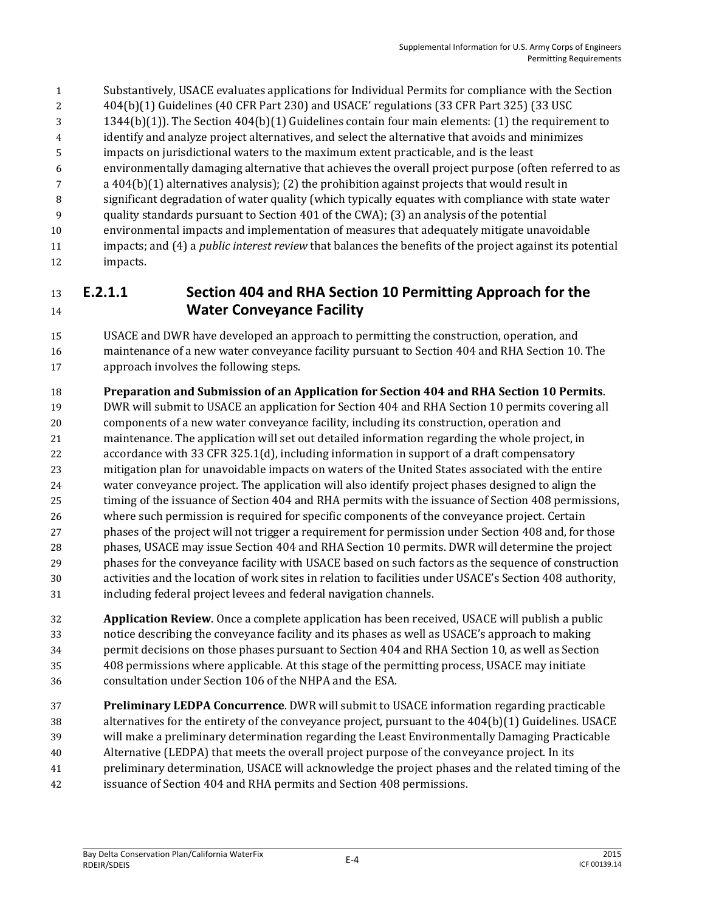Substantively, USACE evaluates applications for Individual Permits for compliance with the Section 404(b)(1) Guidelines (40 CFR Part 230) and USACE' regulations (33 CFR Part 325) (33 USC 1344(b)(1)). The Section 404(b)(1) Guidelines contain four main elements: (1) the requirement to identify and analyze project alternatives, and select the alternative that avoids and minimizes impacts on jurisdictional waters to the maximum extent practicable, and is the least environmentally damaging alternative that achieves the overall project purpose (often referred to as a 404(b)(1) alternatives analysis); (2) the prohibition against projects that would result in significant degradation of water quality (which typically equates with compliance with state water quality standards pursuant to Section 401 of the CWA); (3) an analysis of the potential environmental impacts and implementation of measures that adequately mitigate unavoidable impacts; and (4) a *public interest review* that balances the benefits of the project against its potential impacts.

### E.2.1.1 Section 404 and RHA Section 10 Permitting Approach for the Water Conveyance Facility

USACE and DWR have developed an approach to permitting the construction, operation, and maintenance of a new water conveyance facility pursuant to Section 404 and RHA Section 10. The approach involves the following steps.

**Preparation and Submission of an Application for Section 404 and RHA Section 10 Permits**. DWR will submit to USACE an application for Section 404 and RHA Section 10 permits covering all components of a new water conveyance facility, including its construction, operation and maintenance. The application will set out detailed information regarding the whole project, in accordance with 33 CFR 325.1(d), including information in support of a draft compensatory mitigation plan for unavoidable impacts on waters of the United States associated with the entire water conveyance project. The application will also identify project phases designed to align the timing of the issuance of Section 404 and RHA permits with the issuance of Section 408 permissions, where such permission is required for specific components of the conveyance project. Certain phases of the project will not trigger a requirement for permission under Section 408 and, for those phases, USACE may issue Section 404 and RHA Section 10 permits. DWR will determine the project phases for the conveyance facility with USACE based on such factors as the sequence of construction activities and the location of work sites in relation to facilities under USACE's Section 408 authority, including federal project levees and federal navigation channels.

**Application Review**. Once a complete application has been received, USACE will publish a public notice describing the conveyance facility and its phases as well as USACE's approach to making permit decisions on those phases pursuant to Section 404 and RHA Section 10, as well as Section 408 permissions where applicable. At this stage of the permitting process, USACE may initiate consultation under Section 106 of the NHPA and the ESA.

**Preliminary LEDPA Concurrence**. DWR will submit to USACE information regarding practicable alternatives for the entirety of the conveyance project, pursuant to the 404(b)(1) Guidelines. USACE will make a preliminary determination regarding the Least Environmentally Damaging Practicable Alternative (LEDPA) that meets the overall project purpose of the conveyance project. In its preliminary determination, USACE will acknowledge the project phases and the related timing of the issuance of Section 404 and RHA permits and Section 408 permissions.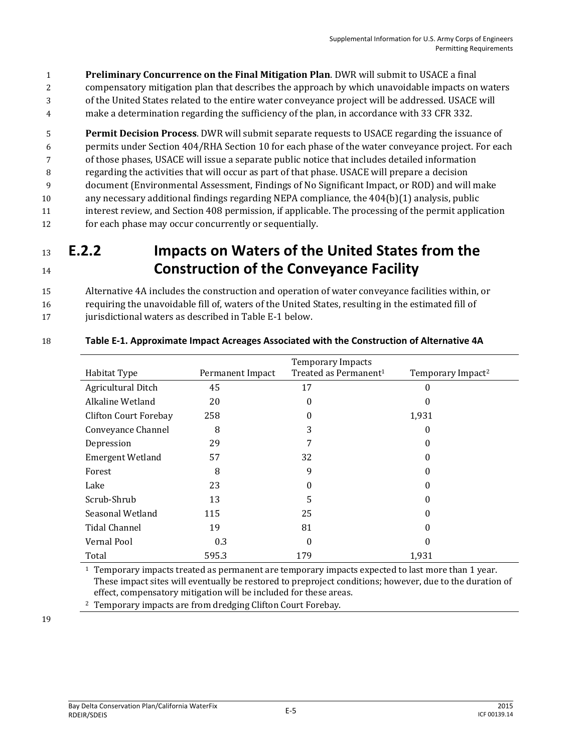**Preliminary Concurrence on the Final Mitigation Plan**. DWR will submit to USACE a final compensatory mitigation plan that describes the approach by which unavoidable impacts on waters of the United States related to the entire water conveyance project will be addressed. USACE will make a determination regarding the sufficiency of the plan, in accordance with 33 CFR 332.

**Permit Decision Process**. DWR will submit separate requests to USACE regarding the issuance of permits under Section 404/RHA Section 10 for each phase of the water conveyance project. For each of those phases, USACE will issue a separate public notice that includes detailed information regarding the activities that will occur as part of that phase. USACE will prepare a decision document (Environmental Assessment, Findings of No Significant Impact, or ROD) and will make any necessary additional findings regarding NEPA compliance, the 404(b)(1) analysis, public interest review, and Section 408 permission, if applicable. The processing of the permit application for each phase may occur concurrently or sequentially.

## E.2.2 Impacts on Waters of the United States from the Construction of the Conveyance Facility

Alternative 4A includes the construction and operation of water conveyance facilities within, or requiring the unavoidable fill of, waters of the United States, resulting in the estimated fill of jurisdictional waters as described in Table E-1 below.

**Table E-1. Approximate Impact Acreages Associated with the Construction of Alternative 4A**

| Habitat Type | Permanent Impact | Temporary Impacts Treated as Permanent[1] | Temporary Impact[2] |
|---|---|---|---|
| Agricultural Ditch | 45 | 17 | 0 |
| Alkaline Wetland | 20 | 0 | 0 |
| Clifton Court Forebay | 258 | 0 | 1,931 |
| Conveyance Channel | 8 | 3 | 0 |
| Depression | 29 | 7 | 0 |
| Emergent Wetland | 57 | 32 | 0 |
| Forest | 8 | 9 | 0 |
| Lake | 23 | 0 | 0 |
| Scrub-Shrub | 13 | 5 | 0 |
| Seasonal Wetland | 115 | 25 | 0 |
| Tidal Channel | 19 | 81 | 0 |
| Vernal Pool | 0.3 | 0 | 0 |
| Total | 595.3 | 179 | 1,931 |

[1] Temporary impacts treated as permanent are temporary impacts expected to last more than 1 year. These impact sites will eventually be restored to preproject conditions; however, due to the duration of effect, compensatory mitigation will be included for these areas.

[2] Temporary impacts are from dredging Clifton Court Forebay.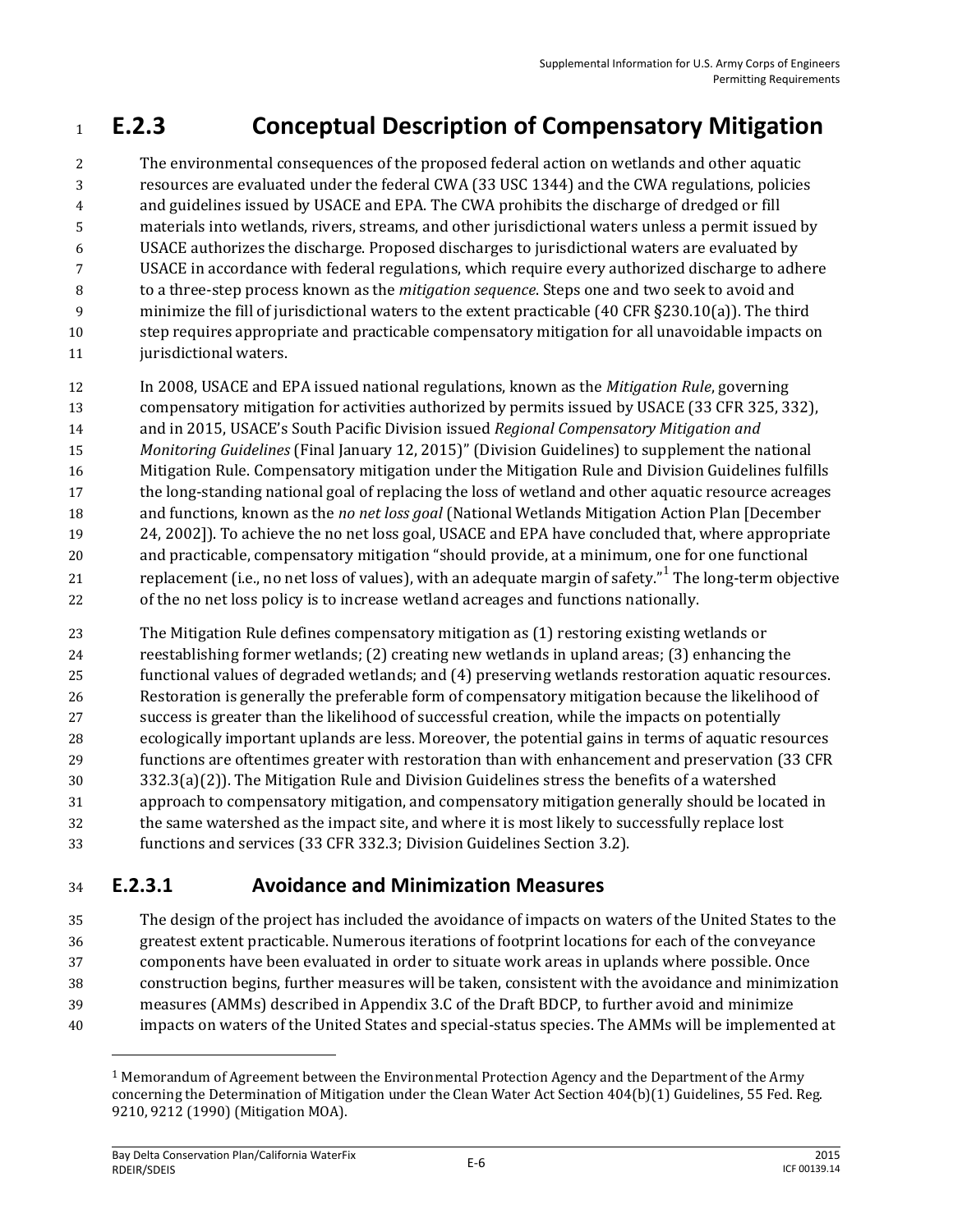## E.2.3 Conceptual Description of Compensatory Mitigation

The environmental consequences of the proposed federal action on wetlands and other aquatic resources are evaluated under the federal CWA (33 USC 1344) and the CWA regulations, policies and guidelines issued by USACE and EPA. The CWA prohibits the discharge of dredged or fill materials into wetlands, rivers, streams, and other jurisdictional waters unless a permit issued by USACE authorizes the discharge. Proposed discharges to jurisdictional waters are evaluated by USACE in accordance with federal regulations, which require every authorized discharge to adhere to a three-step process known as the *mitigation sequence*. Steps one and two seek to avoid and minimize the fill of jurisdictional waters to the extent practicable (40 CFR §230.10(a)). The third step requires appropriate and practicable compensatory mitigation for all unavoidable impacts on jurisdictional waters.

In 2008, USACE and EPA issued national regulations, known as the *Mitigation Rule*, governing compensatory mitigation for activities authorized by permits issued by USACE (33 CFR 325, 332), and in 2015, USACE's South Pacific Division issued *Regional Compensatory Mitigation and Monitoring Guidelines* (Final January 12, 2015)" (Division Guidelines) to supplement the national Mitigation Rule. Compensatory mitigation under the Mitigation Rule and Division Guidelines fulfills the long-standing national goal of replacing the loss of wetland and other aquatic resource acreages and functions, known as the *no net loss goal* (National Wetlands Mitigation Action Plan [December 24, 2002]). To achieve the no net loss goal, USACE and EPA have concluded that, where appropriate and practicable, compensatory mitigation "should provide, at a minimum, one for one functional replacement (i.e., no net loss of values), with an adequate margin of safety."[1] The long-term objective of the no net loss policy is to increase wetland acreages and functions nationally.

The Mitigation Rule defines compensatory mitigation as (1) restoring existing wetlands or reestablishing former wetlands; (2) creating new wetlands in upland areas; (3) enhancing the functional values of degraded wetlands; and (4) preserving wetlands restoration aquatic resources. Restoration is generally the preferable form of compensatory mitigation because the likelihood of success is greater than the likelihood of successful creation, while the impacts on potentially ecologically important uplands are less. Moreover, the potential gains in terms of aquatic resources functions are oftentimes greater with restoration than with enhancement and preservation (33 CFR 332.3(a)(2)). The Mitigation Rule and Division Guidelines stress the benefits of a watershed approach to compensatory mitigation, and compensatory mitigation generally should be located in the same watershed as the impact site, and where it is most likely to successfully replace lost functions and services (33 CFR 332.3; Division Guidelines Section 3.2).

### E.2.3.1 Avoidance and Minimization Measures

The design of the project has included the avoidance of impacts on waters of the United States to the greatest extent practicable. Numerous iterations of footprint locations for each of the conveyance components have been evaluated in order to situate work areas in uplands where possible. Once construction begins, further measures will be taken, consistent with the avoidance and minimization measures (AMMs) described in Appendix 3.C of the Draft BDCP, to further avoid and minimize impacts on waters of the United States and special-status species. The AMMs will be implemented at

[1] Memorandum of Agreement between the Environmental Protection Agency and the Department of the Army concerning the Determination of Mitigation under the Clean Water Act Section 404(b)(1) Guidelines, 55 Fed. Reg. 9210, 9212 (1990) (Mitigation MOA).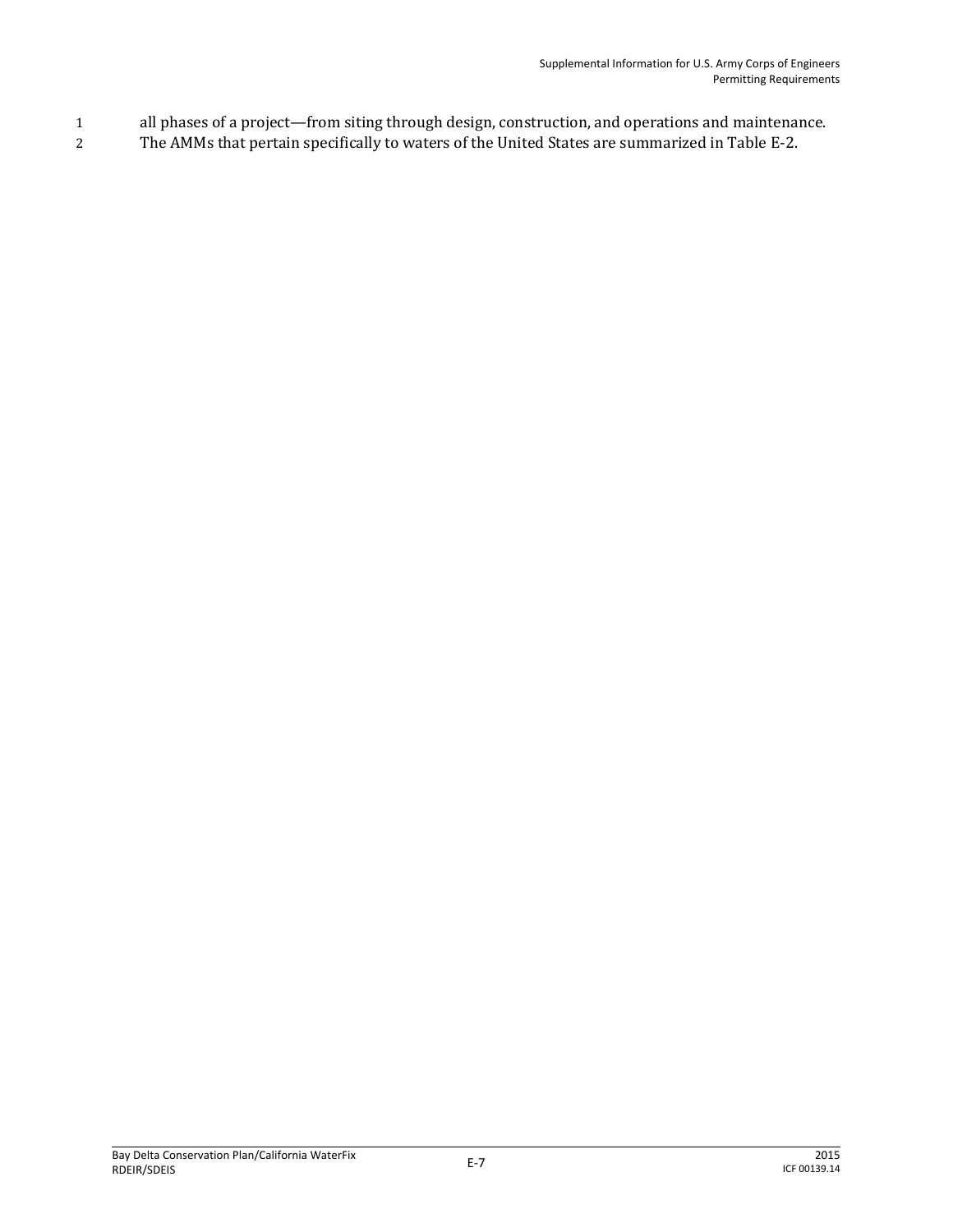all phases of a project—from siting through design, construction, and operations and maintenance. The AMMs that pertain specifically to waters of the United States are summarized in Table E-2.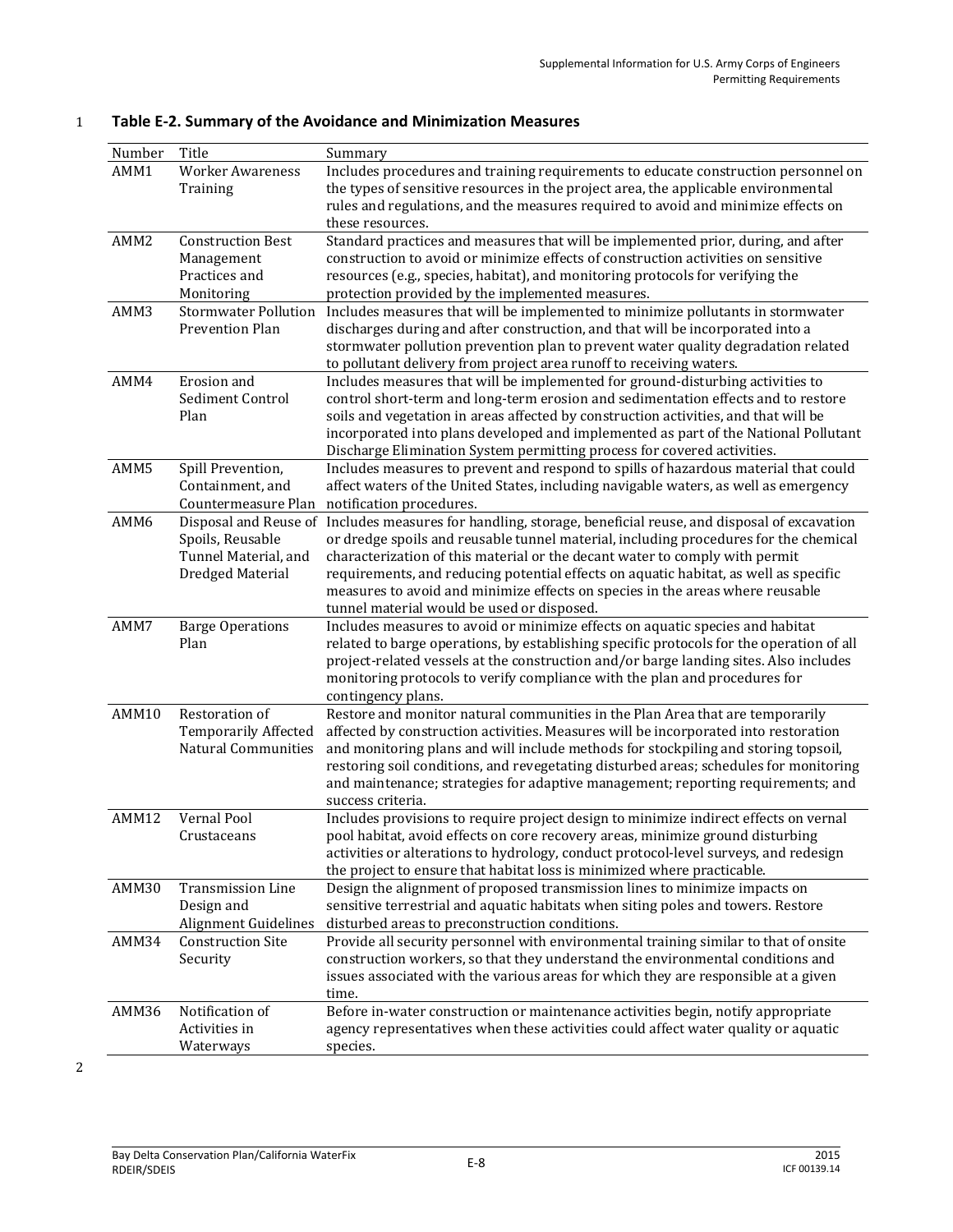**Table E-2. Summary of the Avoidance and Minimization Measures**

| Number | Title | Summary |
|---|---|---|
| AMM1 | Worker Awareness Training | Includes procedures and training requirements to educate construction personnel on the types of sensitive resources in the project area, the applicable environmental rules and regulations, and the measures required to avoid and minimize effects on these resources. |
| AMM2 | Construction Best Management Practices and Monitoring | Standard practices and measures that will be implemented prior, during, and after construction to avoid or minimize effects of construction activities on sensitive resources (e.g., species, habitat), and monitoring protocols for verifying the protection provided by the implemented measures. |
| AMM3 | Stormwater Pollution Prevention Plan | Includes measures that will be implemented to minimize pollutants in stormwater discharges during and after construction, and that will be incorporated into a stormwater pollution prevention plan to prevent water quality degradation related to pollutant delivery from project area runoff to receiving waters. |
| AMM4 | Erosion and Sediment Control Plan | Includes measures that will be implemented for ground-disturbing activities to control short-term and long-term erosion and sedimentation effects and to restore soils and vegetation in areas affected by construction activities, and that will be incorporated into plans developed and implemented as part of the National Pollutant Discharge Elimination System permitting process for covered activities. |
| AMM5 | Spill Prevention, Containment, and Countermeasure Plan | Includes measures to prevent and respond to spills of hazardous material that could affect waters of the United States, including navigable waters, as well as emergency notification procedures. |
| AMM6 | Disposal and Reuse of Spoils, Reusable Tunnel Material, and Dredged Material | Includes measures for handling, storage, beneficial reuse, and disposal of excavation or dredge spoils and reusable tunnel material, including procedures for the chemical characterization of this material or the decant water to comply with permit requirements, and reducing potential effects on aquatic habitat, as well as specific measures to avoid and minimize effects on species in the areas where reusable tunnel material would be used or disposed. |
| AMM7 | Barge Operations Plan | Includes measures to avoid or minimize effects on aquatic species and habitat related to barge operations, by establishing specific protocols for the operation of all project-related vessels at the construction and/or barge landing sites. Also includes monitoring protocols to verify compliance with the plan and procedures for contingency plans. |
| AMM10 | Restoration of Temporarily Affected Natural Communities | Restore and monitor natural communities in the Plan Area that are temporarily affected by construction activities. Measures will be incorporated into restoration and monitoring plans and will include methods for stockpiling and storing topsoil, restoring soil conditions, and revegetating disturbed areas; schedules for monitoring and maintenance; strategies for adaptive management; reporting requirements; and success criteria. |
| AMM12 | Vernal Pool Crustaceans | Includes provisions to require project design to minimize indirect effects on vernal pool habitat, avoid effects on core recovery areas, minimize ground disturbing activities or alterations to hydrology, conduct protocol-level surveys, and redesign the project to ensure that habitat loss is minimized where practicable. |
| AMM30 | Transmission Line Design and Alignment Guidelines | Design the alignment of proposed transmission lines to minimize impacts on sensitive terrestrial and aquatic habitats when siting poles and towers. Restore disturbed areas to preconstruction conditions. |
| AMM34 | Construction Site Security | Provide all security personnel with environmental training similar to that of onsite construction workers, so that they understand the environmental conditions and issues associated with the various areas for which they are responsible at a given time. |
| AMM36 | Notification of Activities in Waterways | Before in-water construction or maintenance activities begin, notify appropriate agency representatives when these activities could affect water quality or aquatic species. |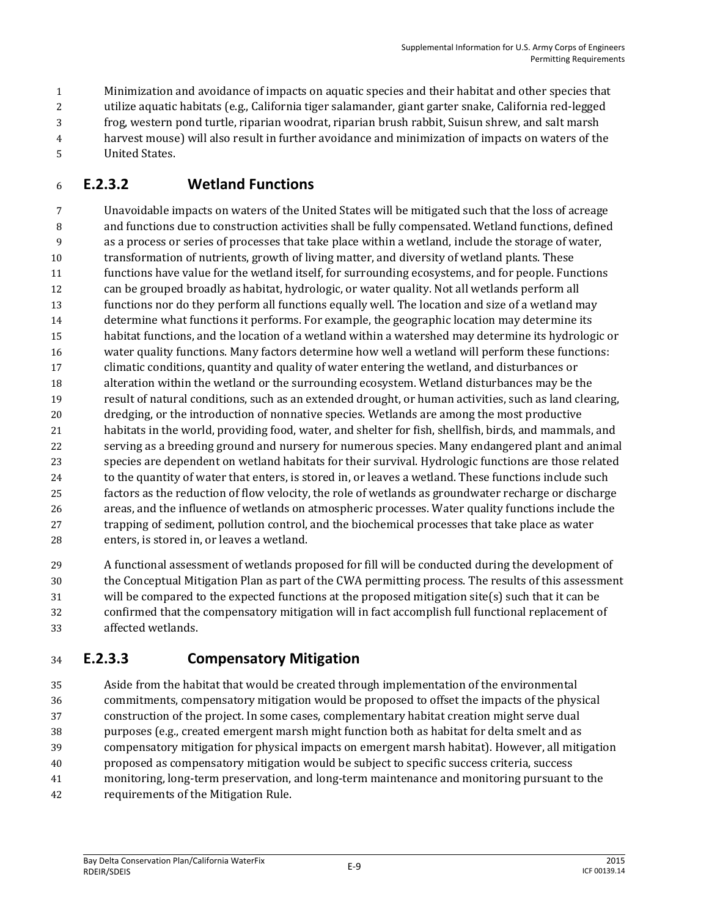Minimization and avoidance of impacts on aquatic species and their habitat and other species that utilize aquatic habitats (e.g., California tiger salamander, giant garter snake, California red-legged frog, western pond turtle, riparian woodrat, riparian brush rabbit, Suisun shrew, and salt marsh harvest mouse) will also result in further avoidance and minimization of impacts on waters of the United States.

### E.2.3.2 Wetland Functions

Unavoidable impacts on waters of the United States will be mitigated such that the loss of acreage and functions due to construction activities shall be fully compensated. Wetland functions, defined as a process or series of processes that take place within a wetland, include the storage of water, transformation of nutrients, growth of living matter, and diversity of wetland plants. These functions have value for the wetland itself, for surrounding ecosystems, and for people. Functions can be grouped broadly as habitat, hydrologic, or water quality. Not all wetlands perform all functions nor do they perform all functions equally well. The location and size of a wetland may determine what functions it performs. For example, the geographic location may determine its habitat functions, and the location of a wetland within a watershed may determine its hydrologic or water quality functions. Many factors determine how well a wetland will perform these functions: climatic conditions, quantity and quality of water entering the wetland, and disturbances or alteration within the wetland or the surrounding ecosystem. Wetland disturbances may be the result of natural conditions, such as an extended drought, or human activities, such as land clearing, dredging, or the introduction of nonnative species. Wetlands are among the most productive habitats in the world, providing food, water, and shelter for fish, shellfish, birds, and mammals, and serving as a breeding ground and nursery for numerous species. Many endangered plant and animal species are dependent on wetland habitats for their survival. Hydrologic functions are those related to the quantity of water that enters, is stored in, or leaves a wetland. These functions include such factors as the reduction of flow velocity, the role of wetlands as groundwater recharge or discharge areas, and the influence of wetlands on atmospheric processes. Water quality functions include the trapping of sediment, pollution control, and the biochemical processes that take place as water enters, is stored in, or leaves a wetland.

A functional assessment of wetlands proposed for fill will be conducted during the development of the Conceptual Mitigation Plan as part of the CWA permitting process. The results of this assessment will be compared to the expected functions at the proposed mitigation site(s) such that it can be confirmed that the compensatory mitigation will in fact accomplish full functional replacement of affected wetlands.

### E.2.3.3 Compensatory Mitigation

Aside from the habitat that would be created through implementation of the environmental commitments, compensatory mitigation would be proposed to offset the impacts of the physical construction of the project. In some cases, complementary habitat creation might serve dual purposes (e.g., created emergent marsh might function both as habitat for delta smelt and as compensatory mitigation for physical impacts on emergent marsh habitat). However, all mitigation proposed as compensatory mitigation would be subject to specific success criteria, success monitoring, long-term preservation, and long-term maintenance and monitoring pursuant to the requirements of the Mitigation Rule.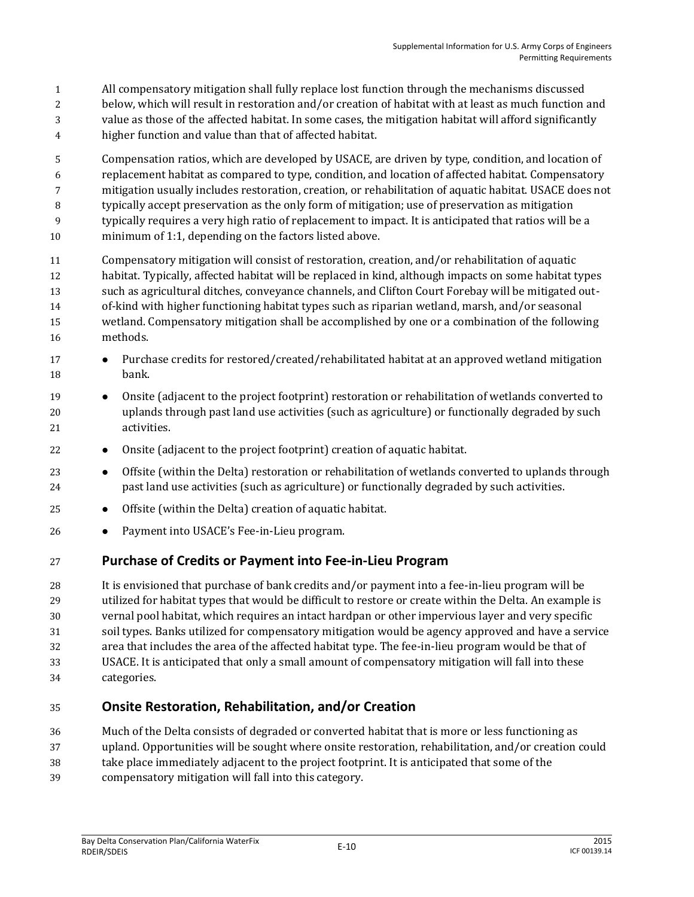All compensatory mitigation shall fully replace lost function through the mechanisms discussed below, which will result in restoration and/or creation of habitat with at least as much function and value as those of the affected habitat. In some cases, the mitigation habitat will afford significantly higher function and value than that of affected habitat.

Compensation ratios, which are developed by USACE, are driven by type, condition, and location of replacement habitat as compared to type, condition, and location of affected habitat. Compensatory mitigation usually includes restoration, creation, or rehabilitation of aquatic habitat. USACE does not typically accept preservation as the only form of mitigation; use of preservation as mitigation typically requires a very high ratio of replacement to impact. It is anticipated that ratios will be a minimum of 1:1, depending on the factors listed above.

Compensatory mitigation will consist of restoration, creation, and/or rehabilitation of aquatic habitat. Typically, affected habitat will be replaced in kind, although impacts on some habitat types such as agricultural ditches, conveyance channels, and Clifton Court Forebay will be mitigated out-of-kind with higher functioning habitat types such as riparian wetland, marsh, and/or seasonal wetland. Compensatory mitigation shall be accomplished by one or a combination of the following methods.

- Purchase credits for restored/created/rehabilitated habitat at an approved wetland mitigation bank.
- Onsite (adjacent to the project footprint) restoration or rehabilitation of wetlands converted to uplands through past land use activities (such as agriculture) or functionally degraded by such activities.
- Onsite (adjacent to the project footprint) creation of aquatic habitat.
- Offsite (within the Delta) restoration or rehabilitation of wetlands converted to uplands through past land use activities (such as agriculture) or functionally degraded by such activities.
- Offsite (within the Delta) creation of aquatic habitat.
- Payment into USACE's Fee-in-Lieu program.

## Purchase of Credits or Payment into Fee-in-Lieu Program

It is envisioned that purchase of bank credits and/or payment into a fee-in-lieu program will be utilized for habitat types that would be difficult to restore or create within the Delta. An example is vernal pool habitat, which requires an intact hardpan or other impervious layer and very specific soil types. Banks utilized for compensatory mitigation would be agency approved and have a service area that includes the area of the affected habitat type. The fee-in-lieu program would be that of USACE. It is anticipated that only a small amount of compensatory mitigation will fall into these categories.

## Onsite Restoration, Rehabilitation, and/or Creation

Much of the Delta consists of degraded or converted habitat that is more or less functioning as upland. Opportunities will be sought where onsite restoration, rehabilitation, and/or creation could take place immediately adjacent to the project footprint. It is anticipated that some of the compensatory mitigation will fall into this category.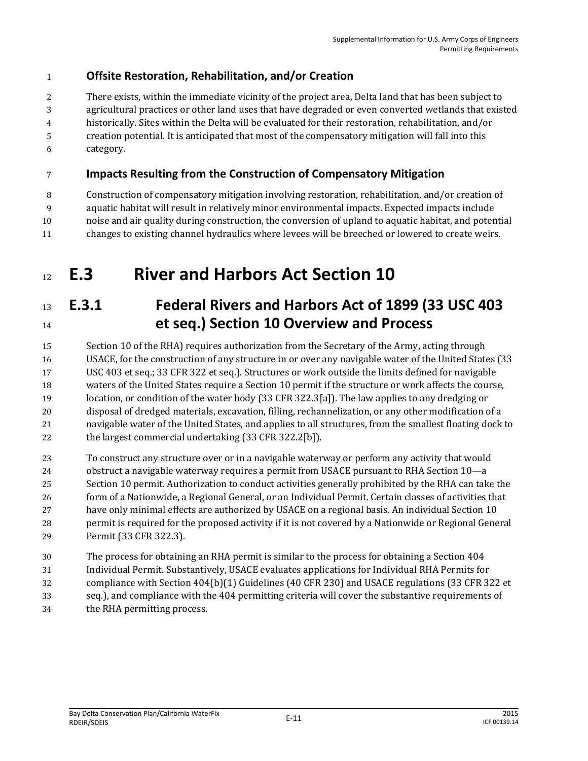### Offsite Restoration, Rehabilitation, and/or Creation

There exists, within the immediate vicinity of the project area, Delta land that has been subject to agricultural practices or other land uses that have degraded or even converted wetlands that existed historically. Sites within the Delta will be evaluated for their restoration, rehabilitation, and/or creation potential. It is anticipated that most of the compensatory mitigation will fall into this category.

### Impacts Resulting from the Construction of Compensatory Mitigation

Construction of compensatory mitigation involving restoration, rehabilitation, and/or creation of aquatic habitat will result in relatively minor environmental impacts. Expected impacts include noise and air quality during construction, the conversion of upland to aquatic habitat, and potential changes to existing channel hydraulics where levees will be breeched or lowered to create weirs.

# E.3 River and Harbors Act Section 10

## E.3.1 Federal Rivers and Harbors Act of 1899 (33 USC 403 et seq.) Section 10 Overview and Process

Section 10 of the RHA) requires authorization from the Secretary of the Army, acting through USACE, for the construction of any structure in or over any navigable water of the United States (33 USC 403 et seq.; 33 CFR 322 et seq.). Structures or work outside the limits defined for navigable waters of the United States require a Section 10 permit if the structure or work affects the course, location, or condition of the water body (33 CFR 322.3[a]). The law applies to any dredging or disposal of dredged materials, excavation, filling, rechannelization, or any other modification of a navigable water of the United States, and applies to all structures, from the smallest floating dock to the largest commercial undertaking (33 CFR 322.2[b]).

To construct any structure over or in a navigable waterway or perform any activity that would obstruct a navigable waterway requires a permit from USACE pursuant to RHA Section 10—a Section 10 permit. Authorization to conduct activities generally prohibited by the RHA can take the form of a Nationwide, a Regional General, or an Individual Permit. Certain classes of activities that have only minimal effects are authorized by USACE on a regional basis. An individual Section 10 permit is required for the proposed activity if it is not covered by a Nationwide or Regional General Permit (33 CFR 322.3).

The process for obtaining an RHA permit is similar to the process for obtaining a Section 404 Individual Permit. Substantively, USACE evaluates applications for Individual RHA Permits for compliance with Section 404(b)(1) Guidelines (40 CFR 230) and USACE regulations (33 CFR 322 et seq.), and compliance with the 404 permitting criteria will cover the substantive requirements of the RHA permitting process.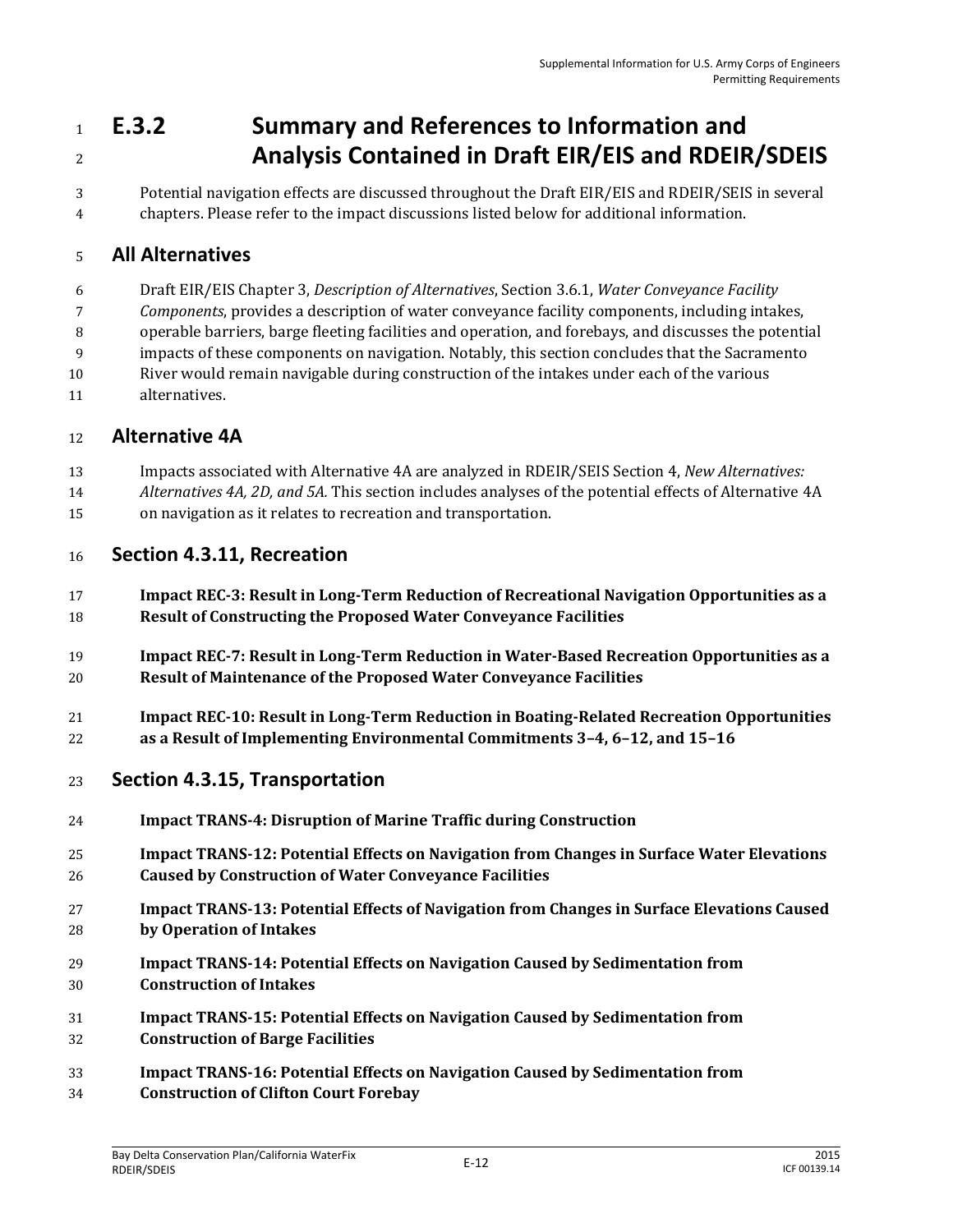# E.3.2 Summary and References to Information and Analysis Contained in Draft EIR/EIS and RDEIR/SDEIS

Potential navigation effects are discussed throughout the Draft EIR/EIS and RDEIR/SEIS in several chapters. Please refer to the impact discussions listed below for additional information.

## All Alternatives

Draft EIR/EIS Chapter 3, *Description of Alternatives*, Section 3.6.1, *Water Conveyance Facility Components*, provides a description of water conveyance facility components, including intakes, operable barriers, barge fleeting facilities and operation, and forebays, and discusses the potential impacts of these components on navigation. Notably, this section concludes that the Sacramento River would remain navigable during construction of the intakes under each of the various alternatives.

## Alternative 4A

Impacts associated with Alternative 4A are analyzed in RDEIR/SEIS Section 4, *New Alternatives: Alternatives 4A, 2D, and 5A.* This section includes analyses of the potential effects of Alternative 4A on navigation as it relates to recreation and transportation.

## Section 4.3.11, Recreation

**Impact REC-3: Result in Long-Term Reduction of Recreational Navigation Opportunities as a Result of Constructing the Proposed Water Conveyance Facilities**

**Impact REC-7: Result in Long-Term Reduction in Water-Based Recreation Opportunities as a Result of Maintenance of the Proposed Water Conveyance Facilities**

**Impact REC-10: Result in Long-Term Reduction in Boating-Related Recreation Opportunities as a Result of Implementing Environmental Commitments 3–4, 6–12, and 15–16**

## Section 4.3.15, Transportation

**Impact TRANS-4: Disruption of Marine Traffic during Construction**

**Impact TRANS-12: Potential Effects on Navigation from Changes in Surface Water Elevations Caused by Construction of Water Conveyance Facilities**

**Impact TRANS-13: Potential Effects of Navigation from Changes in Surface Elevations Caused by Operation of Intakes**

**Impact TRANS-14: Potential Effects on Navigation Caused by Sedimentation from Construction of Intakes**

**Impact TRANS-15: Potential Effects on Navigation Caused by Sedimentation from Construction of Barge Facilities**

**Impact TRANS-16: Potential Effects on Navigation Caused by Sedimentation from Construction of Clifton Court Forebay**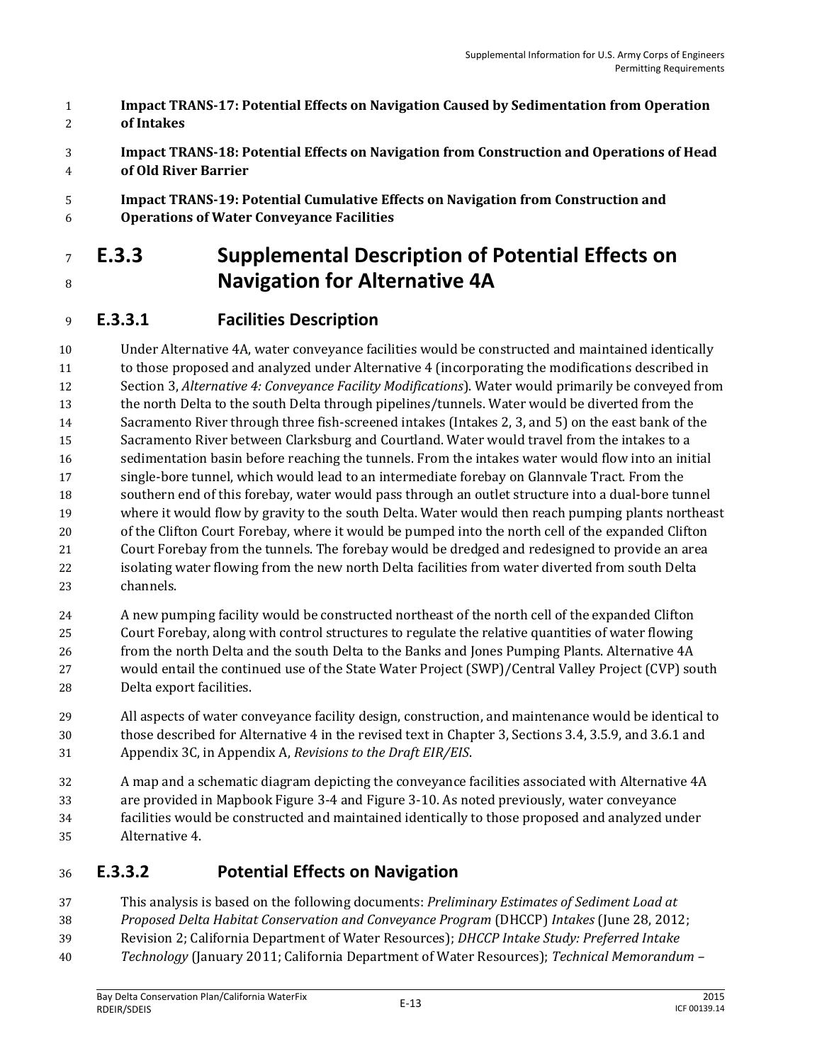**Impact TRANS-17: Potential Effects on Navigation Caused by Sedimentation from Operation of Intakes**

**Impact TRANS-18: Potential Effects on Navigation from Construction and Operations of Head of Old River Barrier**

**Impact TRANS-19: Potential Cumulative Effects on Navigation from Construction and Operations of Water Conveyance Facilities**

# E.3.3 Supplemental Description of Potential Effects on Navigation for Alternative 4A

## E.3.3.1 Facilities Description

Under Alternative 4A, water conveyance facilities would be constructed and maintained identically to those proposed and analyzed under Alternative 4 (incorporating the modifications described in Section 3, *Alternative 4: Conveyance Facility Modifications*). Water would primarily be conveyed from the north Delta to the south Delta through pipelines/tunnels. Water would be diverted from the Sacramento River through three fish-screened intakes (Intakes 2, 3, and 5) on the east bank of the Sacramento River between Clarksburg and Courtland. Water would travel from the intakes to a sedimentation basin before reaching the tunnels. From the intakes water would flow into an initial single-bore tunnel, which would lead to an intermediate forebay on Glannvale Tract. From the southern end of this forebay, water would pass through an outlet structure into a dual-bore tunnel where it would flow by gravity to the south Delta. Water would then reach pumping plants northeast of the Clifton Court Forebay, where it would be pumped into the north cell of the expanded Clifton Court Forebay from the tunnels. The forebay would be dredged and redesigned to provide an area isolating water flowing from the new north Delta facilities from water diverted from south Delta channels.

A new pumping facility would be constructed northeast of the north cell of the expanded Clifton Court Forebay, along with control structures to regulate the relative quantities of water flowing from the north Delta and the south Delta to the Banks and Jones Pumping Plants. Alternative 4A would entail the continued use of the State Water Project (SWP)/Central Valley Project (CVP) south Delta export facilities.

All aspects of water conveyance facility design, construction, and maintenance would be identical to those described for Alternative 4 in the revised text in Chapter 3, Sections 3.4, 3.5.9, and 3.6.1 and Appendix 3C, in Appendix A, *Revisions to the Draft EIR/EIS*.

A map and a schematic diagram depicting the conveyance facilities associated with Alternative 4A are provided in Mapbook Figure 3-4 and Figure 3-10. As noted previously, water conveyance facilities would be constructed and maintained identically to those proposed and analyzed under Alternative 4.

## E.3.3.2 Potential Effects on Navigation

This analysis is based on the following documents: *Preliminary Estimates of Sediment Load at Proposed Delta Habitat Conservation and Conveyance Program* (DHCCP) *Intakes* (June 28, 2012; Revision 2; California Department of Water Resources); *DHCCP Intake Study: Preferred Intake Technology* (January 2011; California Department of Water Resources); *Technical Memorandum –*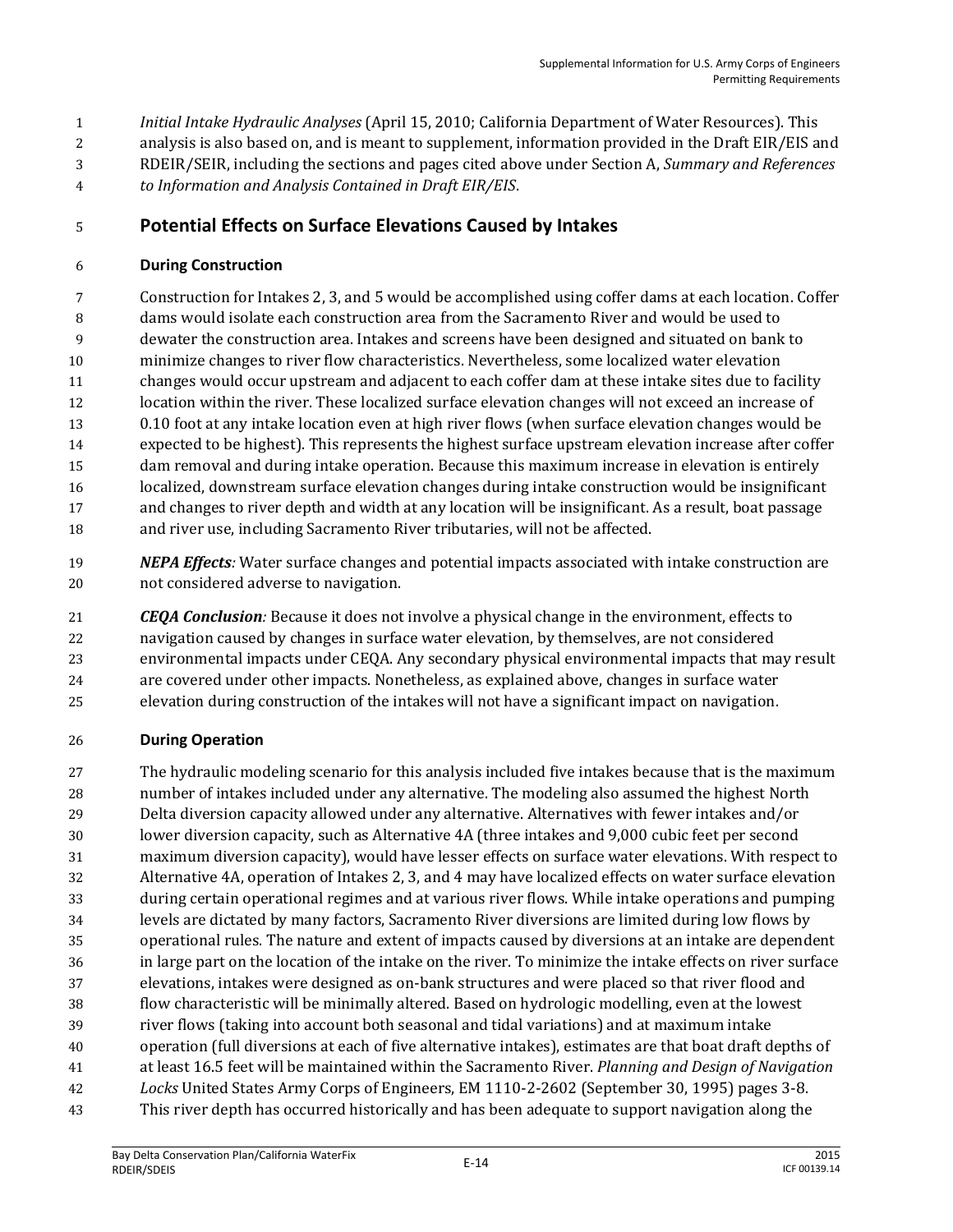*Initial Intake Hydraulic Analyses* (April 15, 2010; California Department of Water Resources). This analysis is also based on, and is meant to supplement, information provided in the Draft EIR/EIS and RDEIR/SEIR, including the sections and pages cited above under Section A, *Summary and References to Information and Analysis Contained in Draft EIR/EIS*.

## Potential Effects on Surface Elevations Caused by Intakes

**During Construction**

Construction for Intakes 2, 3, and 5 would be accomplished using coffer dams at each location. Coffer dams would isolate each construction area from the Sacramento River and would be used to dewater the construction area. Intakes and screens have been designed and situated on bank to minimize changes to river flow characteristics. Nevertheless, some localized water elevation changes would occur upstream and adjacent to each coffer dam at these intake sites due to facility location within the river. These localized surface elevation changes will not exceed an increase of 0.10 foot at any intake location even at high river flows (when surface elevation changes would be expected to be highest). This represents the highest surface upstream elevation increase after coffer dam removal and during intake operation. Because this maximum increase in elevation is entirely localized, downstream surface elevation changes during intake construction would be insignificant and changes to river depth and width at any location will be insignificant. As a result, boat passage and river use, including Sacramento River tributaries, will not be affected.

***NEPA Effects****:* Water surface changes and potential impacts associated with intake construction are not considered adverse to navigation.

***CEQA Conclusion****:* Because it does not involve a physical change in the environment, effects to navigation caused by changes in surface water elevation, by themselves, are not considered environmental impacts under CEQA. Any secondary physical environmental impacts that may result are covered under other impacts. Nonetheless, as explained above, changes in surface water elevation during construction of the intakes will not have a significant impact on navigation.

**During Operation**

The hydraulic modeling scenario for this analysis included five intakes because that is the maximum number of intakes included under any alternative. The modeling also assumed the highest North Delta diversion capacity allowed under any alternative. Alternatives with fewer intakes and/or lower diversion capacity, such as Alternative 4A (three intakes and 9,000 cubic feet per second maximum diversion capacity), would have lesser effects on surface water elevations. With respect to Alternative 4A, operation of Intakes 2, 3, and 4 may have localized effects on water surface elevation during certain operational regimes and at various river flows. While intake operations and pumping levels are dictated by many factors, Sacramento River diversions are limited during low flows by operational rules. The nature and extent of impacts caused by diversions at an intake are dependent in large part on the location of the intake on the river. To minimize the intake effects on river surface elevations, intakes were designed as on-bank structures and were placed so that river flood and flow characteristic will be minimally altered. Based on hydrologic modelling, even at the lowest river flows (taking into account both seasonal and tidal variations) and at maximum intake operation (full diversions at each of five alternative intakes), estimates are that boat draft depths of at least 16.5 feet will be maintained within the Sacramento River. *Planning and Design of Navigation Locks* United States Army Corps of Engineers, EM 1110-2-2602 (September 30, 1995) pages 3-8. This river depth has occurred historically and has been adequate to support navigation along the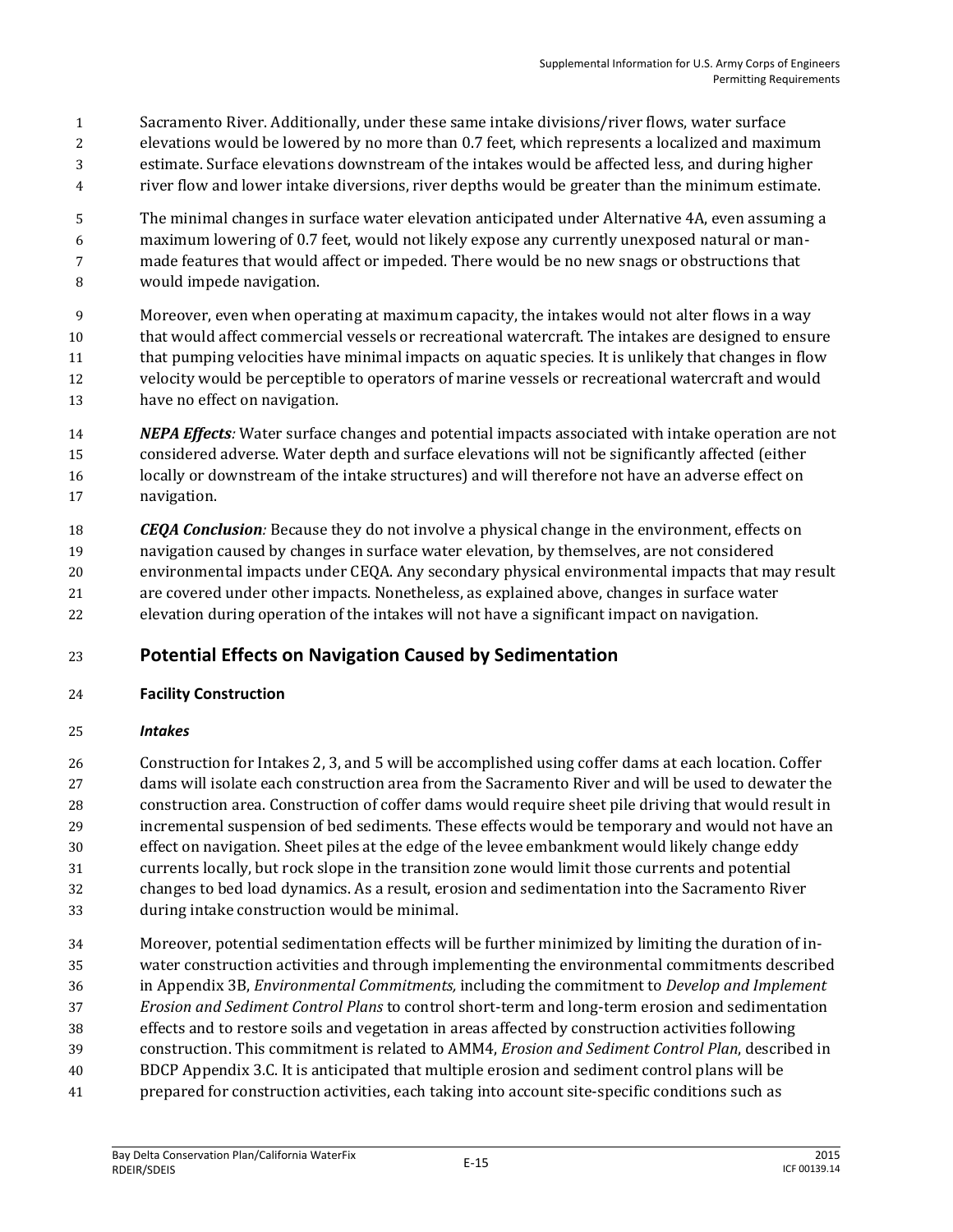Sacramento River. Additionally, under these same intake divisions/river flows, water surface elevations would be lowered by no more than 0.7 feet, which represents a localized and maximum estimate. Surface elevations downstream of the intakes would be affected less, and during higher river flow and lower intake diversions, river depths would be greater than the minimum estimate.

The minimal changes in surface water elevation anticipated under Alternative 4A, even assuming a maximum lowering of 0.7 feet, would not likely expose any currently unexposed natural or man-made features that would affect or impeded. There would be no new snags or obstructions that would impede navigation.

Moreover, even when operating at maximum capacity, the intakes would not alter flows in a way that would affect commercial vessels or recreational watercraft. The intakes are designed to ensure that pumping velocities have minimal impacts on aquatic species. It is unlikely that changes in flow velocity would be perceptible to operators of marine vessels or recreational watercraft and would have no effect on navigation.

***NEPA Effects**:* Water surface changes and potential impacts associated with intake operation are not considered adverse. Water depth and surface elevations will not be significantly affected (either locally or downstream of the intake structures) and will therefore not have an adverse effect on navigation.

***CEQA Conclusion**:* Because they do not involve a physical change in the environment, effects on navigation caused by changes in surface water elevation, by themselves, are not considered environmental impacts under CEQA. Any secondary physical environmental impacts that may result are covered under other impacts. Nonetheless, as explained above, changes in surface water elevation during operation of the intakes will not have a significant impact on navigation.

## Potential Effects on Navigation Caused by Sedimentation

### Facility Construction

#### *Intakes*

Construction for Intakes 2, 3, and 5 will be accomplished using coffer dams at each location. Coffer dams will isolate each construction area from the Sacramento River and will be used to dewater the construction area. Construction of coffer dams would require sheet pile driving that would result in incremental suspension of bed sediments. These effects would be temporary and would not have an effect on navigation. Sheet piles at the edge of the levee embankment would likely change eddy currents locally, but rock slope in the transition zone would limit those currents and potential changes to bed load dynamics. As a result, erosion and sedimentation into the Sacramento River during intake construction would be minimal.

Moreover, potential sedimentation effects will be further minimized by limiting the duration of in-water construction activities and through implementing the environmental commitments described in Appendix 3B, *Environmental Commitments,* including the commitment to *Develop and Implement Erosion and Sediment Control Plans* to control short-term and long-term erosion and sedimentation effects and to restore soils and vegetation in areas affected by construction activities following construction. This commitment is related to AMM4, *Erosion and Sediment Control Plan*, described in BDCP Appendix 3.C. It is anticipated that multiple erosion and sediment control plans will be prepared for construction activities, each taking into account site-specific conditions such as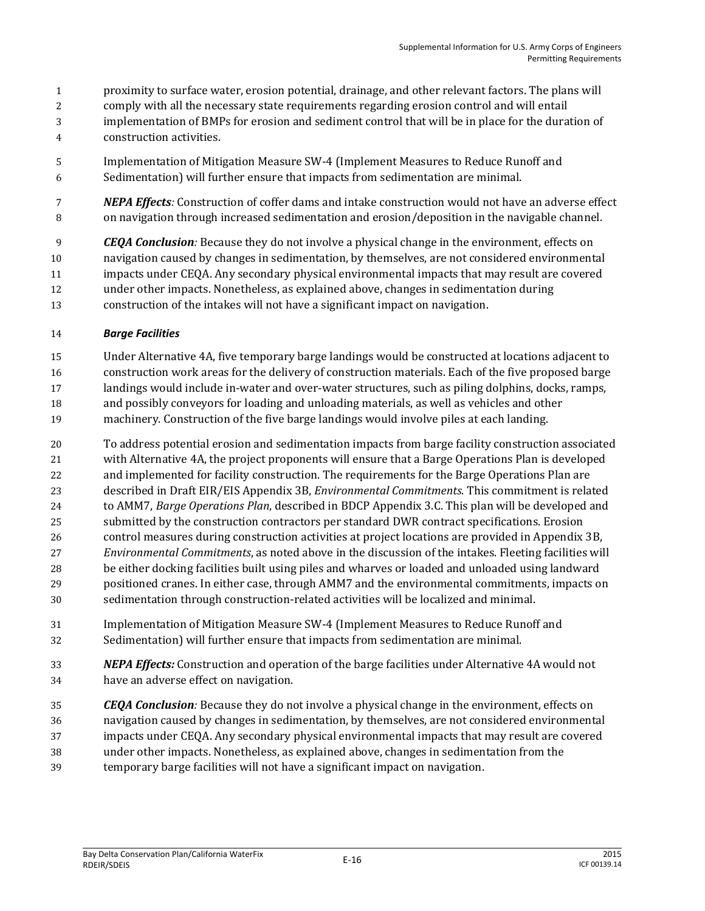proximity to surface water, erosion potential, drainage, and other relevant factors. The plans will comply with all the necessary state requirements regarding erosion control and will entail implementation of BMPs for erosion and sediment control that will be in place for the duration of construction activities.

Implementation of Mitigation Measure SW-4 (Implement Measures to Reduce Runoff and Sedimentation) will further ensure that impacts from sedimentation are minimal.

***NEPA Effects**:* Construction of coffer dams and intake construction would not have an adverse effect on navigation through increased sedimentation and erosion/deposition in the navigable channel.

***CEQA Conclusion**:* Because they do not involve a physical change in the environment, effects on navigation caused by changes in sedimentation, by themselves, are not considered environmental impacts under CEQA. Any secondary physical environmental impacts that may result are covered under other impacts. Nonetheless, as explained above, changes in sedimentation during construction of the intakes will not have a significant impact on navigation.

***Barge Facilities***

Under Alternative 4A, five temporary barge landings would be constructed at locations adjacent to construction work areas for the delivery of construction materials. Each of the five proposed barge landings would include in-water and over-water structures, such as piling dolphins, docks, ramps, and possibly conveyors for loading and unloading materials, as well as vehicles and other machinery. Construction of the five barge landings would involve piles at each landing.

To address potential erosion and sedimentation impacts from barge facility construction associated with Alternative 4A, the project proponents will ensure that a Barge Operations Plan is developed and implemented for facility construction. The requirements for the Barge Operations Plan are described in Draft EIR/EIS Appendix 3B, *Environmental Commitments*. This commitment is related to AMM7, *Barge Operations Plan*, described in BDCP Appendix 3.C. This plan will be developed and submitted by the construction contractors per standard DWR contract specifications. Erosion control measures during construction activities at project locations are provided in Appendix 3B, *Environmental Commitments*, as noted above in the discussion of the intakes. Fleeting facilities will be either docking facilities built using piles and wharves or loaded and unloaded using landward positioned cranes. In either case, through AMM7 and the environmental commitments, impacts on sedimentation through construction-related activities will be localized and minimal.

Implementation of Mitigation Measure SW-4 (Implement Measures to Reduce Runoff and Sedimentation) will further ensure that impacts from sedimentation are minimal.

***NEPA Effects:*** Construction and operation of the barge facilities under Alternative 4A would not have an adverse effect on navigation.

***CEQA Conclusion**:* Because they do not involve a physical change in the environment, effects on navigation caused by changes in sedimentation, by themselves, are not considered environmental impacts under CEQA. Any secondary physical environmental impacts that may result are covered under other impacts. Nonetheless, as explained above, changes in sedimentation from the temporary barge facilities will not have a significant impact on navigation.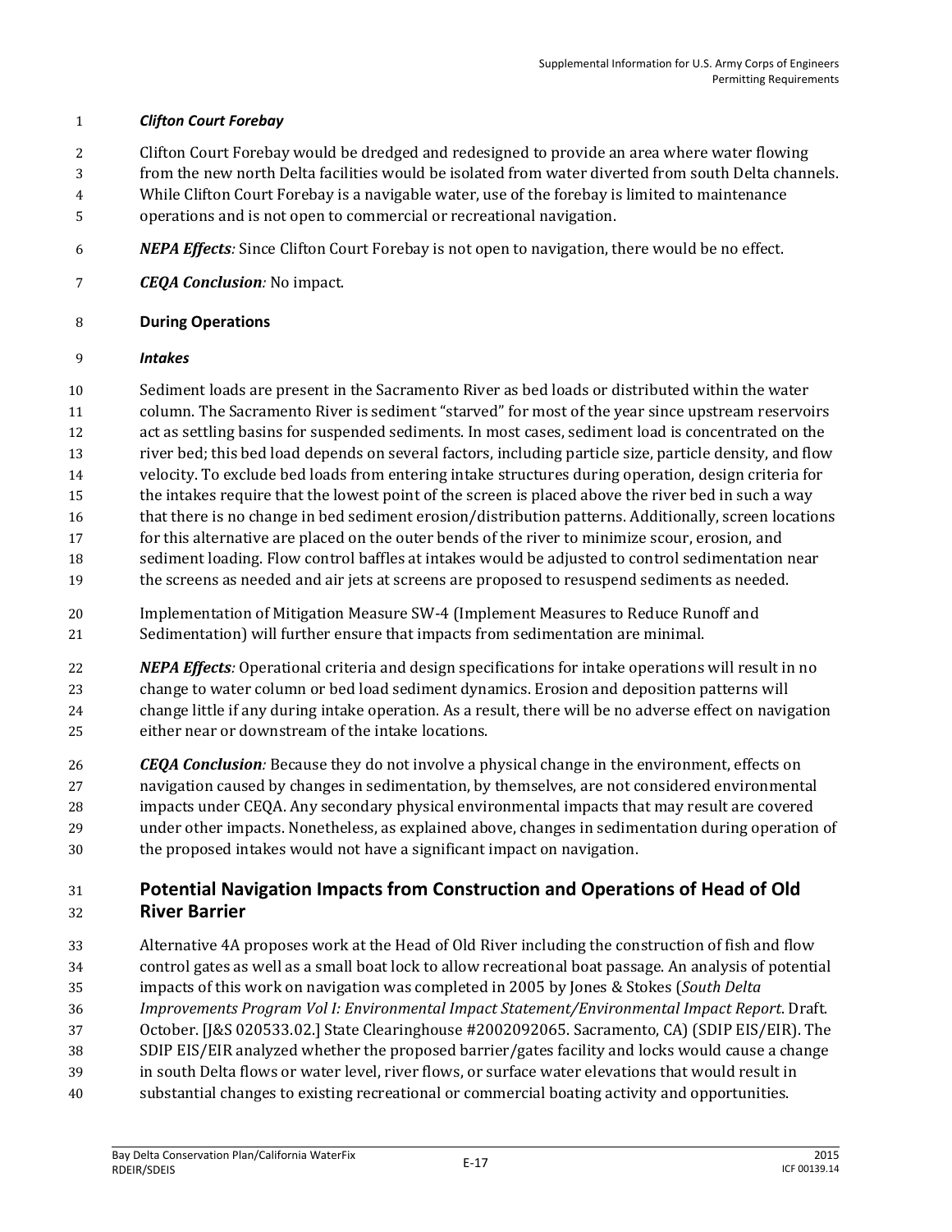#### *Clifton Court Forebay*

Clifton Court Forebay would be dredged and redesigned to provide an area where water flowing from the new north Delta facilities would be isolated from water diverted from south Delta channels. While Clifton Court Forebay is a navigable water, use of the forebay is limited to maintenance operations and is not open to commercial or recreational navigation.

***NEPA Effects:*** Since Clifton Court Forebay is not open to navigation, there would be no effect.

***CEQA Conclusion:*** No impact.

### During Operations

#### *Intakes*

Sediment loads are present in the Sacramento River as bed loads or distributed within the water column. The Sacramento River is sediment "starved" for most of the year since upstream reservoirs act as settling basins for suspended sediments. In most cases, sediment load is concentrated on the river bed; this bed load depends on several factors, including particle size, particle density, and flow velocity. To exclude bed loads from entering intake structures during operation, design criteria for the intakes require that the lowest point of the screen is placed above the river bed in such a way that there is no change in bed sediment erosion/distribution patterns. Additionally, screen locations for this alternative are placed on the outer bends of the river to minimize scour, erosion, and sediment loading. Flow control baffles at intakes would be adjusted to control sedimentation near the screens as needed and air jets at screens are proposed to resuspend sediments as needed.

Implementation of Mitigation Measure SW-4 (Implement Measures to Reduce Runoff and Sedimentation) will further ensure that impacts from sedimentation are minimal.

***NEPA Effects:*** Operational criteria and design specifications for intake operations will result in no change to water column or bed load sediment dynamics. Erosion and deposition patterns will change little if any during intake operation. As a result, there will be no adverse effect on navigation either near or downstream of the intake locations.

***CEQA Conclusion:*** Because they do not involve a physical change in the environment, effects on navigation caused by changes in sedimentation, by themselves, are not considered environmental impacts under CEQA. Any secondary physical environmental impacts that may result are covered under other impacts. Nonetheless, as explained above, changes in sedimentation during operation of the proposed intakes would not have a significant impact on navigation.

## Potential Navigation Impacts from Construction and Operations of Head of Old River Barrier

Alternative 4A proposes work at the Head of Old River including the construction of fish and flow control gates as well as a small boat lock to allow recreational boat passage. An analysis of potential impacts of this work on navigation was completed in 2005 by Jones & Stokes (*South Delta Improvements Program Vol I: Environmental Impact Statement/Environmental Impact Report*. Draft. October. [J&S 020533.02.] State Clearinghouse #2002092065. Sacramento, CA) (SDIP EIS/EIR). The SDIP EIS/EIR analyzed whether the proposed barrier/gates facility and locks would cause a change in south Delta flows or water level, river flows, or surface water elevations that would result in substantial changes to existing recreational or commercial boating activity and opportunities.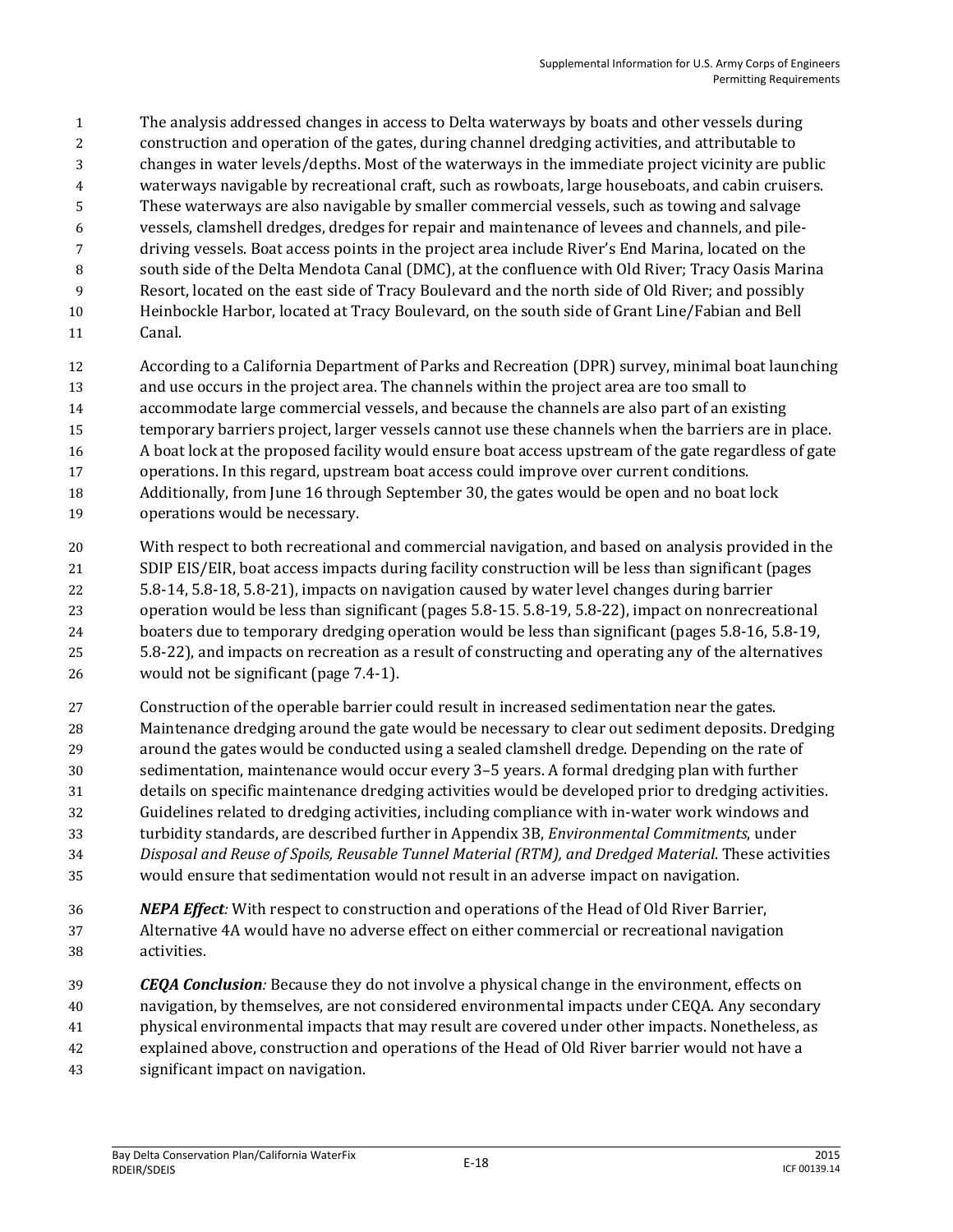The analysis addressed changes in access to Delta waterways by boats and other vessels during construction and operation of the gates, during channel dredging activities, and attributable to changes in water levels/depths. Most of the waterways in the immediate project vicinity are public waterways navigable by recreational craft, such as rowboats, large houseboats, and cabin cruisers. These waterways are also navigable by smaller commercial vessels, such as towing and salvage vessels, clamshell dredges, dredges for repair and maintenance of levees and channels, and pile-driving vessels. Boat access points in the project area include River's End Marina, located on the south side of the Delta Mendota Canal (DMC), at the confluence with Old River; Tracy Oasis Marina Resort, located on the east side of Tracy Boulevard and the north side of Old River; and possibly Heinbockle Harbor, located at Tracy Boulevard, on the south side of Grant Line/Fabian and Bell Canal.

According to a California Department of Parks and Recreation (DPR) survey, minimal boat launching and use occurs in the project area. The channels within the project area are too small to accommodate large commercial vessels, and because the channels are also part of an existing temporary barriers project, larger vessels cannot use these channels when the barriers are in place. A boat lock at the proposed facility would ensure boat access upstream of the gate regardless of gate operations. In this regard, upstream boat access could improve over current conditions. Additionally, from June 16 through September 30, the gates would be open and no boat lock operations would be necessary.

With respect to both recreational and commercial navigation, and based on analysis provided in the SDIP EIS/EIR, boat access impacts during facility construction will be less than significant (pages 5.8-14, 5.8-18, 5.8-21), impacts on navigation caused by water level changes during barrier operation would be less than significant (pages 5.8-15. 5.8-19, 5.8-22), impact on nonrecreational boaters due to temporary dredging operation would be less than significant (pages 5.8-16, 5.8-19, 5.8-22), and impacts on recreation as a result of constructing and operating any of the alternatives would not be significant (page 7.4-1).

Construction of the operable barrier could result in increased sedimentation near the gates. Maintenance dredging around the gate would be necessary to clear out sediment deposits. Dredging around the gates would be conducted using a sealed clamshell dredge. Depending on the rate of sedimentation, maintenance would occur every 3–5 years. A formal dredging plan with further details on specific maintenance dredging activities would be developed prior to dredging activities. Guidelines related to dredging activities, including compliance with in-water work windows and turbidity standards, are described further in Appendix 3B, *Environmental Commitments*, under *Disposal and Reuse of Spoils, Reusable Tunnel Material (RTM), and Dredged Material*. These activities would ensure that sedimentation would not result in an adverse impact on navigation.

***NEPA Effect**:* With respect to construction and operations of the Head of Old River Barrier, Alternative 4A would have no adverse effect on either commercial or recreational navigation activities.

***CEQA Conclusion**:* Because they do not involve a physical change in the environment, effects on navigation, by themselves, are not considered environmental impacts under CEQA. Any secondary physical environmental impacts that may result are covered under other impacts. Nonetheless, as explained above, construction and operations of the Head of Old River barrier would not have a significant impact on navigation.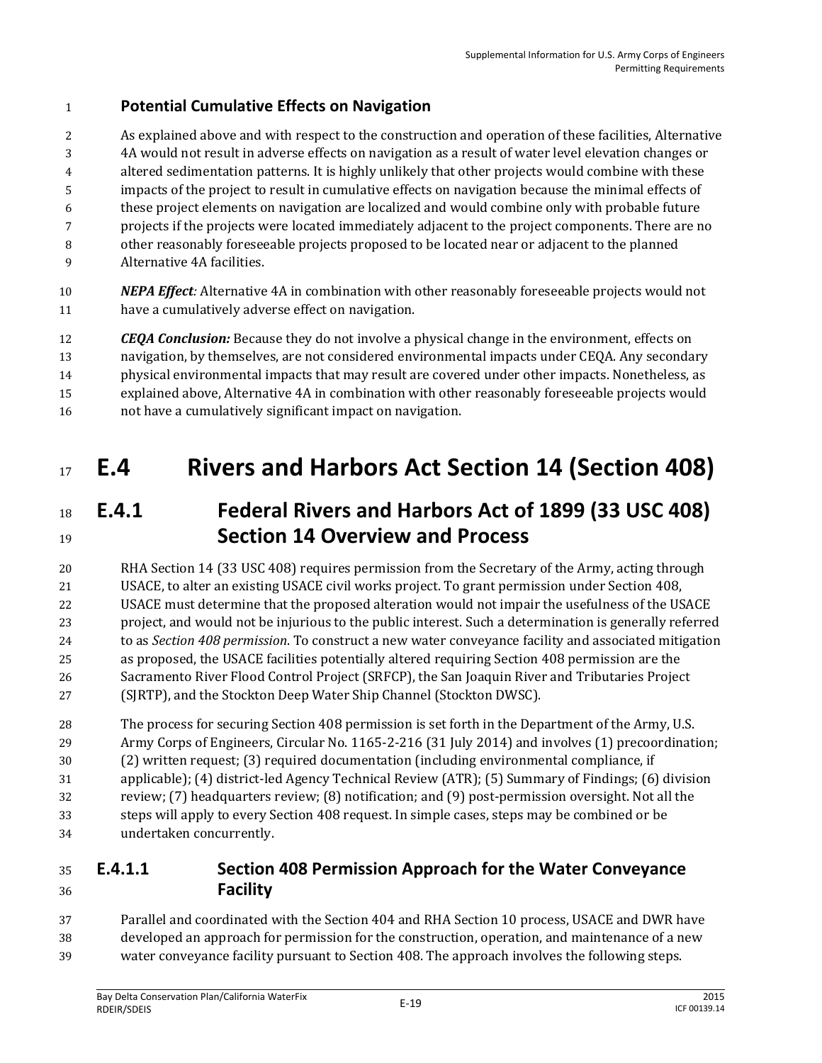**Potential Cumulative Effects on Navigation**

As explained above and with respect to the construction and operation of these facilities, Alternative 4A would not result in adverse effects on navigation as a result of water level elevation changes or altered sedimentation patterns. It is highly unlikely that other projects would combine with these impacts of the project to result in cumulative effects on navigation because the minimal effects of these project elements on navigation are localized and would combine only with probable future projects if the projects were located immediately adjacent to the project components. There are no other reasonably foreseeable projects proposed to be located near or adjacent to the planned Alternative 4A facilities.

***NEPA Effect:*** Alternative 4A in combination with other reasonably foreseeable projects would not have a cumulatively adverse effect on navigation.

***CEQA Conclusion:*** Because they do not involve a physical change in the environment, effects on navigation, by themselves, are not considered environmental impacts under CEQA. Any secondary physical environmental impacts that may result are covered under other impacts. Nonetheless, as explained above, Alternative 4A in combination with other reasonably foreseeable projects would not have a cumulatively significant impact on navigation.

# E.4 Rivers and Harbors Act Section 14 (Section 408)

## E.4.1 Federal Rivers and Harbors Act of 1899 (33 USC 408) Section 14 Overview and Process

RHA Section 14 (33 USC 408) requires permission from the Secretary of the Army, acting through USACE, to alter an existing USACE civil works project. To grant permission under Section 408, USACE must determine that the proposed alteration would not impair the usefulness of the USACE project, and would not be injurious to the public interest. Such a determination is generally referred to as *Section 408 permission*. To construct a new water conveyance facility and associated mitigation as proposed, the USACE facilities potentially altered requiring Section 408 permission are the Sacramento River Flood Control Project (SRFCP), the San Joaquin River and Tributaries Project (SJRTP), and the Stockton Deep Water Ship Channel (Stockton DWSC).

The process for securing Section 408 permission is set forth in the Department of the Army, U.S. Army Corps of Engineers, Circular No. 1165-2-216 (31 July 2014) and involves (1) precoordination; (2) written request; (3) required documentation (including environmental compliance, if applicable); (4) district-led Agency Technical Review (ATR); (5) Summary of Findings; (6) division review; (7) headquarters review; (8) notification; and (9) post-permission oversight. Not all the steps will apply to every Section 408 request. In simple cases, steps may be combined or be undertaken concurrently.

### E.4.1.1 Section 408 Permission Approach for the Water Conveyance Facility

Parallel and coordinated with the Section 404 and RHA Section 10 process, USACE and DWR have developed an approach for permission for the construction, operation, and maintenance of a new water conveyance facility pursuant to Section 408. The approach involves the following steps.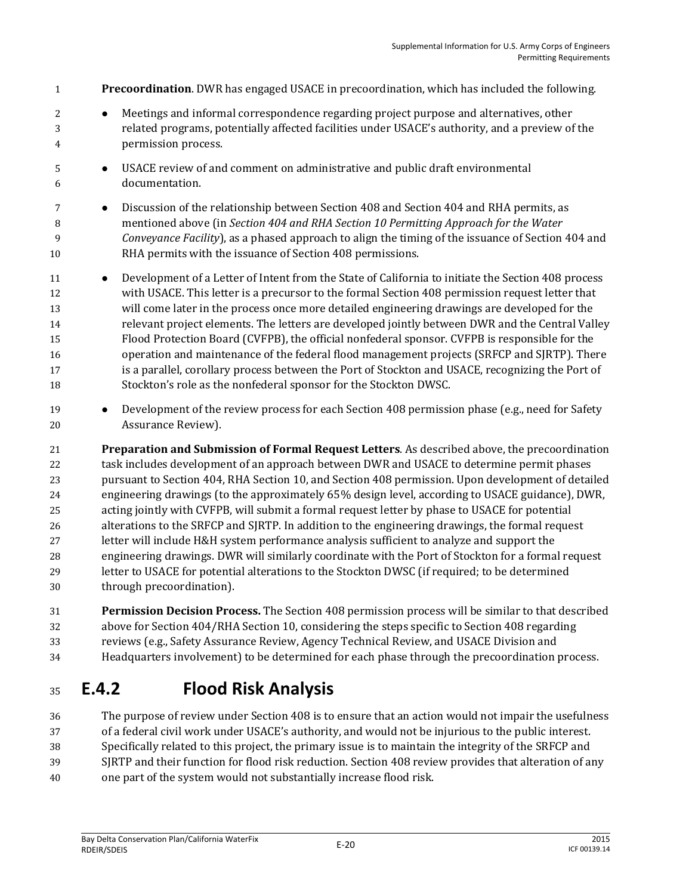**Precoordination**. DWR has engaged USACE in precoordination, which has included the following.

- Meetings and informal correspondence regarding project purpose and alternatives, other related programs, potentially affected facilities under USACE's authority, and a preview of the permission process.
- USACE review of and comment on administrative and public draft environmental documentation.
- Discussion of the relationship between Section 408 and Section 404 and RHA permits, as mentioned above (in *Section 404 and RHA Section 10 Permitting Approach for the Water Conveyance Facility*), as a phased approach to align the timing of the issuance of Section 404 and RHA permits with the issuance of Section 408 permissions.
- Development of a Letter of Intent from the State of California to initiate the Section 408 process with USACE. This letter is a precursor to the formal Section 408 permission request letter that will come later in the process once more detailed engineering drawings are developed for the relevant project elements. The letters are developed jointly between DWR and the Central Valley Flood Protection Board (CVFPB), the official nonfederal sponsor. CVFPB is responsible for the operation and maintenance of the federal flood management projects (SRFCP and SJRTP). There is a parallel, corollary process between the Port of Stockton and USACE, recognizing the Port of Stockton's role as the nonfederal sponsor for the Stockton DWSC.
- Development of the review process for each Section 408 permission phase (e.g., need for Safety Assurance Review).

**Preparation and Submission of Formal Request Letters**. As described above, the precoordination task includes development of an approach between DWR and USACE to determine permit phases pursuant to Section 404, RHA Section 10, and Section 408 permission. Upon development of detailed engineering drawings (to the approximately 65% design level, according to USACE guidance), DWR, acting jointly with CVFPB, will submit a formal request letter by phase to USACE for potential alterations to the SRFCP and SJRTP. In addition to the engineering drawings, the formal request letter will include H&H system performance analysis sufficient to analyze and support the engineering drawings. DWR will similarly coordinate with the Port of Stockton for a formal request letter to USACE for potential alterations to the Stockton DWSC (if required; to be determined through precoordination).

**Permission Decision Process.** The Section 408 permission process will be similar to that described above for Section 404/RHA Section 10, considering the steps specific to Section 408 regarding reviews (e.g., Safety Assurance Review, Agency Technical Review, and USACE Division and Headquarters involvement) to be determined for each phase through the precoordination process.

## E.4.2 Flood Risk Analysis

The purpose of review under Section 408 is to ensure that an action would not impair the usefulness of a federal civil work under USACE's authority, and would not be injurious to the public interest. Specifically related to this project, the primary issue is to maintain the integrity of the SRFCP and SJRTP and their function for flood risk reduction. Section 408 review provides that alteration of any one part of the system would not substantially increase flood risk.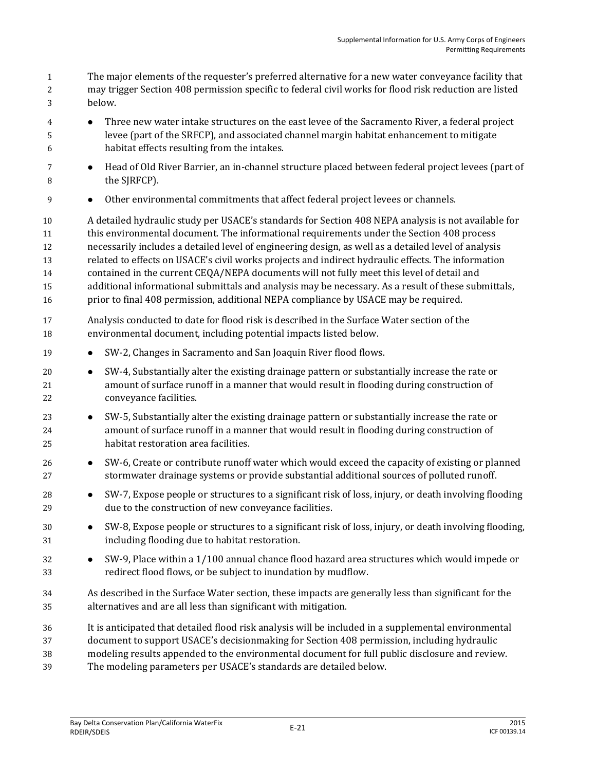The major elements of the requester's preferred alternative for a new water conveyance facility that may trigger Section 408 permission specific to federal civil works for flood risk reduction are listed below.

- Three new water intake structures on the east levee of the Sacramento River, a federal project levee (part of the SRFCP), and associated channel margin habitat enhancement to mitigate habitat effects resulting from the intakes.
- Head of Old River Barrier, an in-channel structure placed between federal project levees (part of the SJRFCP).
- Other environmental commitments that affect federal project levees or channels.

A detailed hydraulic study per USACE's standards for Section 408 NEPA analysis is not available for this environmental document. The informational requirements under the Section 408 process necessarily includes a detailed level of engineering design, as well as a detailed level of analysis related to effects on USACE's civil works projects and indirect hydraulic effects. The information contained in the current CEQA/NEPA documents will not fully meet this level of detail and additional informational submittals and analysis may be necessary. As a result of these submittals, prior to final 408 permission, additional NEPA compliance by USACE may be required.

Analysis conducted to date for flood risk is described in the Surface Water section of the environmental document, including potential impacts listed below.

- SW-2, Changes in Sacramento and San Joaquin River flood flows.
- SW-4, Substantially alter the existing drainage pattern or substantially increase the rate or amount of surface runoff in a manner that would result in flooding during construction of conveyance facilities.
- SW-5, Substantially alter the existing drainage pattern or substantially increase the rate or amount of surface runoff in a manner that would result in flooding during construction of habitat restoration area facilities.
- SW-6, Create or contribute runoff water which would exceed the capacity of existing or planned stormwater drainage systems or provide substantial additional sources of polluted runoff.
- SW-7, Expose people or structures to a significant risk of loss, injury, or death involving flooding due to the construction of new conveyance facilities.
- SW-8, Expose people or structures to a significant risk of loss, injury, or death involving flooding, including flooding due to habitat restoration.
- SW-9, Place within a 1/100 annual chance flood hazard area structures which would impede or redirect flood flows, or be subject to inundation by mudflow.

As described in the Surface Water section, these impacts are generally less than significant for the alternatives and are all less than significant with mitigation.

It is anticipated that detailed flood risk analysis will be included in a supplemental environmental document to support USACE's decisionmaking for Section 408 permission, including hydraulic modeling results appended to the environmental document for full public disclosure and review. The modeling parameters per USACE's standards are detailed below.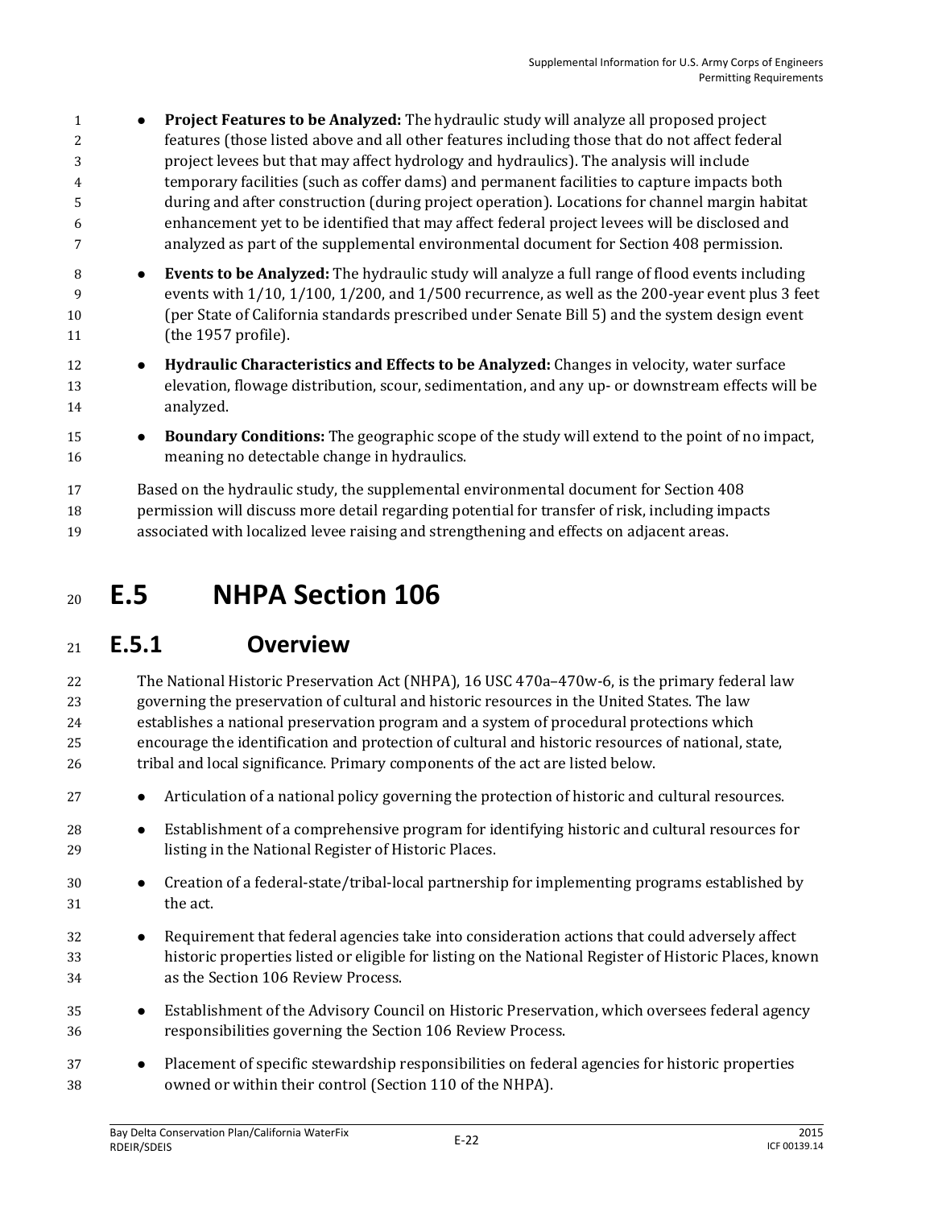- **Project Features to be Analyzed:** The hydraulic study will analyze all proposed project features (those listed above and all other features including those that do not affect federal project levees but that may affect hydrology and hydraulics). The analysis will include temporary facilities (such as coffer dams) and permanent facilities to capture impacts both during and after construction (during project operation). Locations for channel margin habitat enhancement yet to be identified that may affect federal project levees will be disclosed and analyzed as part of the supplemental environmental document for Section 408 permission.
- **Events to be Analyzed:** The hydraulic study will analyze a full range of flood events including events with 1/10, 1/100, 1/200, and 1/500 recurrence, as well as the 200-year event plus 3 feet (per State of California standards prescribed under Senate Bill 5) and the system design event (the 1957 profile).
- **Hydraulic Characteristics and Effects to be Analyzed:** Changes in velocity, water surface elevation, flowage distribution, scour, sedimentation, and any up- or downstream effects will be analyzed.
- **Boundary Conditions:** The geographic scope of the study will extend to the point of no impact, meaning no detectable change in hydraulics.

Based on the hydraulic study, the supplemental environmental document for Section 408 permission will discuss more detail regarding potential for transfer of risk, including impacts associated with localized levee raising and strengthening and effects on adjacent areas.

# E.5 NHPA Section 106

## E.5.1 Overview

The National Historic Preservation Act (NHPA), 16 USC 470a–470w-6, is the primary federal law governing the preservation of cultural and historic resources in the United States. The law establishes a national preservation program and a system of procedural protections which encourage the identification and protection of cultural and historic resources of national, state, tribal and local significance. Primary components of the act are listed below.

- Articulation of a national policy governing the protection of historic and cultural resources.
- Establishment of a comprehensive program for identifying historic and cultural resources for listing in the National Register of Historic Places.
- Creation of a federal-state/tribal-local partnership for implementing programs established by the act.
- Requirement that federal agencies take into consideration actions that could adversely affect historic properties listed or eligible for listing on the National Register of Historic Places, known as the Section 106 Review Process.
- Establishment of the Advisory Council on Historic Preservation, which oversees federal agency responsibilities governing the Section 106 Review Process.
- Placement of specific stewardship responsibilities on federal agencies for historic properties owned or within their control (Section 110 of the NHPA).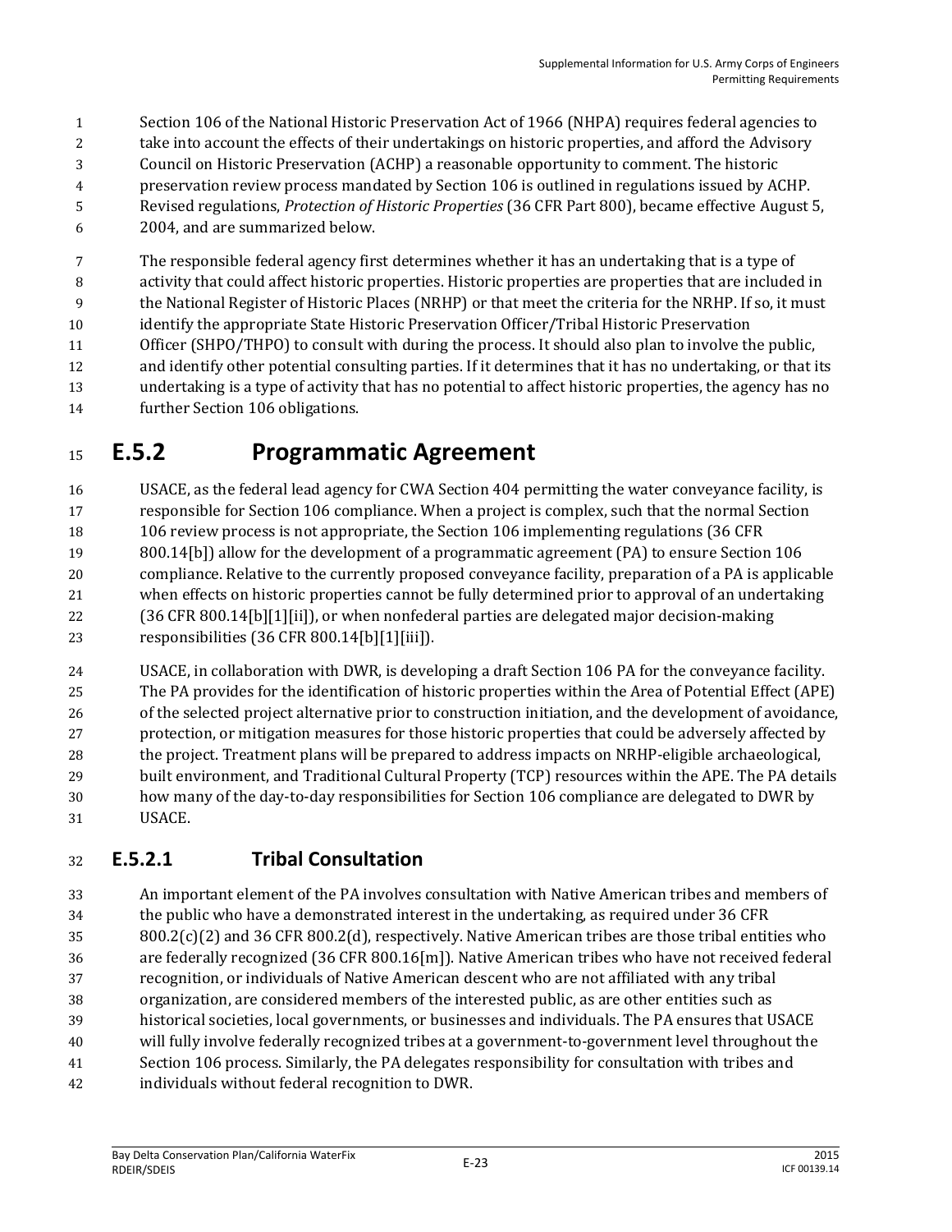Section 106 of the National Historic Preservation Act of 1966 (NHPA) requires federal agencies to take into account the effects of their undertakings on historic properties, and afford the Advisory Council on Historic Preservation (ACHP) a reasonable opportunity to comment. The historic preservation review process mandated by Section 106 is outlined in regulations issued by ACHP. Revised regulations, *Protection of Historic Properties* (36 CFR Part 800), became effective August 5, 2004, and are summarized below.

The responsible federal agency first determines whether it has an undertaking that is a type of activity that could affect historic properties. Historic properties are properties that are included in the National Register of Historic Places (NRHP) or that meet the criteria for the NRHP. If so, it must identify the appropriate State Historic Preservation Officer/Tribal Historic Preservation Officer (SHPO/THPO) to consult with during the process. It should also plan to involve the public, and identify other potential consulting parties. If it determines that it has no undertaking, or that its undertaking is a type of activity that has no potential to affect historic properties, the agency has no further Section 106 obligations.

## E.5.2 Programmatic Agreement

USACE, as the federal lead agency for CWA Section 404 permitting the water conveyance facility, is responsible for Section 106 compliance. When a project is complex, such that the normal Section 106 review process is not appropriate, the Section 106 implementing regulations (36 CFR 800.14[b]) allow for the development of a programmatic agreement (PA) to ensure Section 106 compliance. Relative to the currently proposed conveyance facility, preparation of a PA is applicable when effects on historic properties cannot be fully determined prior to approval of an undertaking (36 CFR 800.14[b][1][ii]), or when nonfederal parties are delegated major decision-making responsibilities (36 CFR 800.14[b][1][iii]).

USACE, in collaboration with DWR, is developing a draft Section 106 PA for the conveyance facility. The PA provides for the identification of historic properties within the Area of Potential Effect (APE) of the selected project alternative prior to construction initiation, and the development of avoidance, protection, or mitigation measures for those historic properties that could be adversely affected by the project. Treatment plans will be prepared to address impacts on NRHP-eligible archaeological, built environment, and Traditional Cultural Property (TCP) resources within the APE. The PA details how many of the day-to-day responsibilities for Section 106 compliance are delegated to DWR by USACE.

### E.5.2.1 Tribal Consultation

An important element of the PA involves consultation with Native American tribes and members of the public who have a demonstrated interest in the undertaking, as required under 36 CFR 800.2(c)(2) and 36 CFR 800.2(d), respectively. Native American tribes are those tribal entities who are federally recognized (36 CFR 800.16[m]). Native American tribes who have not received federal recognition, or individuals of Native American descent who are not affiliated with any tribal organization, are considered members of the interested public, as are other entities such as historical societies, local governments, or businesses and individuals. The PA ensures that USACE will fully involve federally recognized tribes at a government-to-government level throughout the Section 106 process. Similarly, the PA delegates responsibility for consultation with tribes and individuals without federal recognition to DWR.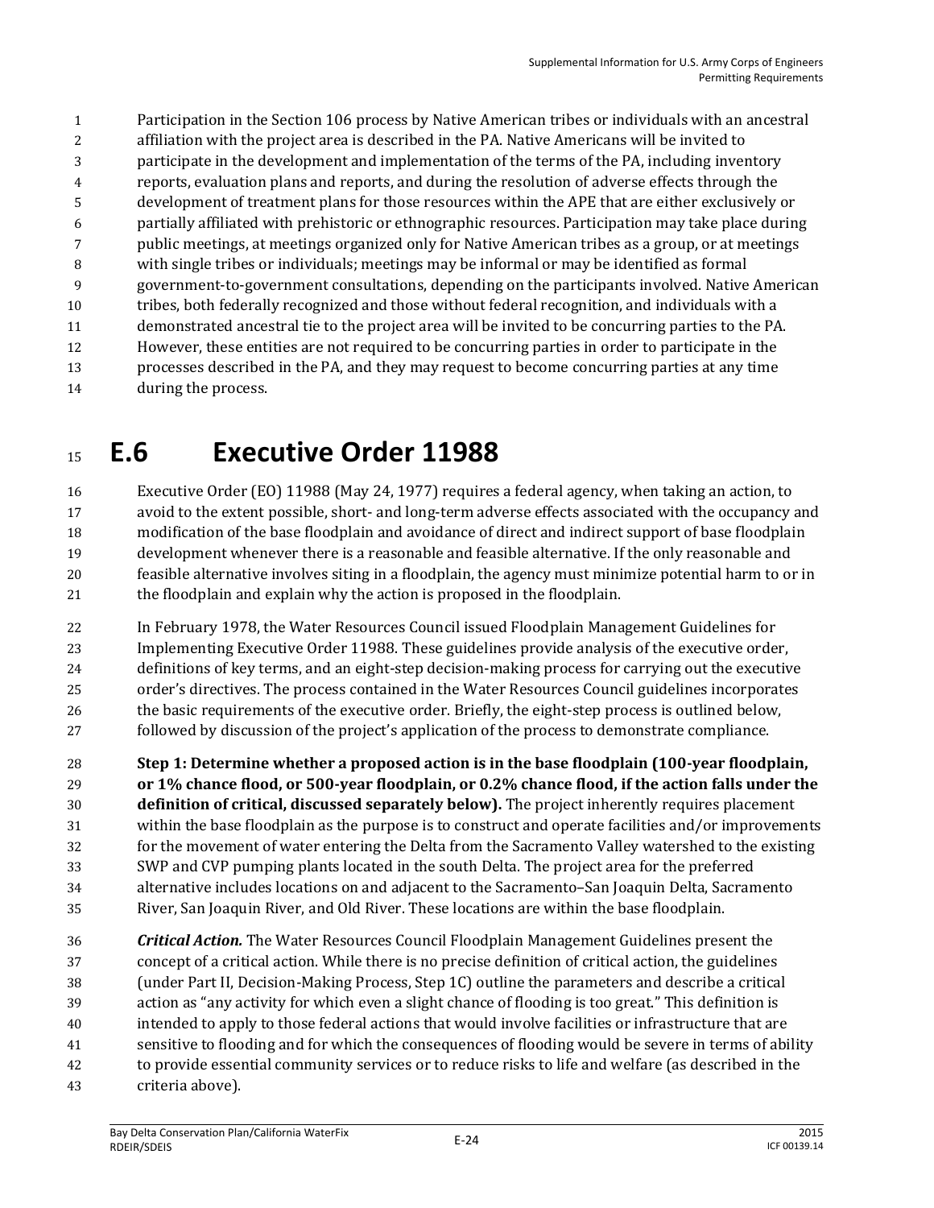Participation in the Section 106 process by Native American tribes or individuals with an ancestral affiliation with the project area is described in the PA. Native Americans will be invited to participate in the development and implementation of the terms of the PA, including inventory reports, evaluation plans and reports, and during the resolution of adverse effects through the development of treatment plans for those resources within the APE that are either exclusively or partially affiliated with prehistoric or ethnographic resources. Participation may take place during public meetings, at meetings organized only for Native American tribes as a group, or at meetings with single tribes or individuals; meetings may be informal or may be identified as formal government-to-government consultations, depending on the participants involved. Native American tribes, both federally recognized and those without federal recognition, and individuals with a demonstrated ancestral tie to the project area will be invited to be concurring parties to the PA. However, these entities are not required to be concurring parties in order to participate in the processes described in the PA, and they may request to become concurring parties at any time during the process.

# E.6 Executive Order 11988

Executive Order (EO) 11988 (May 24, 1977) requires a federal agency, when taking an action, to avoid to the extent possible, short- and long-term adverse effects associated with the occupancy and modification of the base floodplain and avoidance of direct and indirect support of base floodplain development whenever there is a reasonable and feasible alternative. If the only reasonable and feasible alternative involves siting in a floodplain, the agency must minimize potential harm to or in the floodplain and explain why the action is proposed in the floodplain.

In February 1978, the Water Resources Council issued Floodplain Management Guidelines for Implementing Executive Order 11988. These guidelines provide analysis of the executive order, definitions of key terms, and an eight-step decision-making process for carrying out the executive order's directives. The process contained in the Water Resources Council guidelines incorporates the basic requirements of the executive order. Briefly, the eight-step process is outlined below, followed by discussion of the project's application of the process to demonstrate compliance.

**Step 1: Determine whether a proposed action is in the base floodplain (100-year floodplain, or 1% chance flood, or 500-year floodplain, or 0.2% chance flood, if the action falls under the definition of critical, discussed separately below).** The project inherently requires placement within the base floodplain as the purpose is to construct and operate facilities and/or improvements for the movement of water entering the Delta from the Sacramento Valley watershed to the existing SWP and CVP pumping plants located in the south Delta. The project area for the preferred alternative includes locations on and adjacent to the Sacramento–San Joaquin Delta, Sacramento River, San Joaquin River, and Old River. These locations are within the base floodplain.

***Critical Action.*** The Water Resources Council Floodplain Management Guidelines present the concept of a critical action. While there is no precise definition of critical action, the guidelines (under Part II, Decision-Making Process, Step 1C) outline the parameters and describe a critical action as "any activity for which even a slight chance of flooding is too great." This definition is intended to apply to those federal actions that would involve facilities or infrastructure that are sensitive to flooding and for which the consequences of flooding would be severe in terms of ability to provide essential community services or to reduce risks to life and welfare (as described in the criteria above).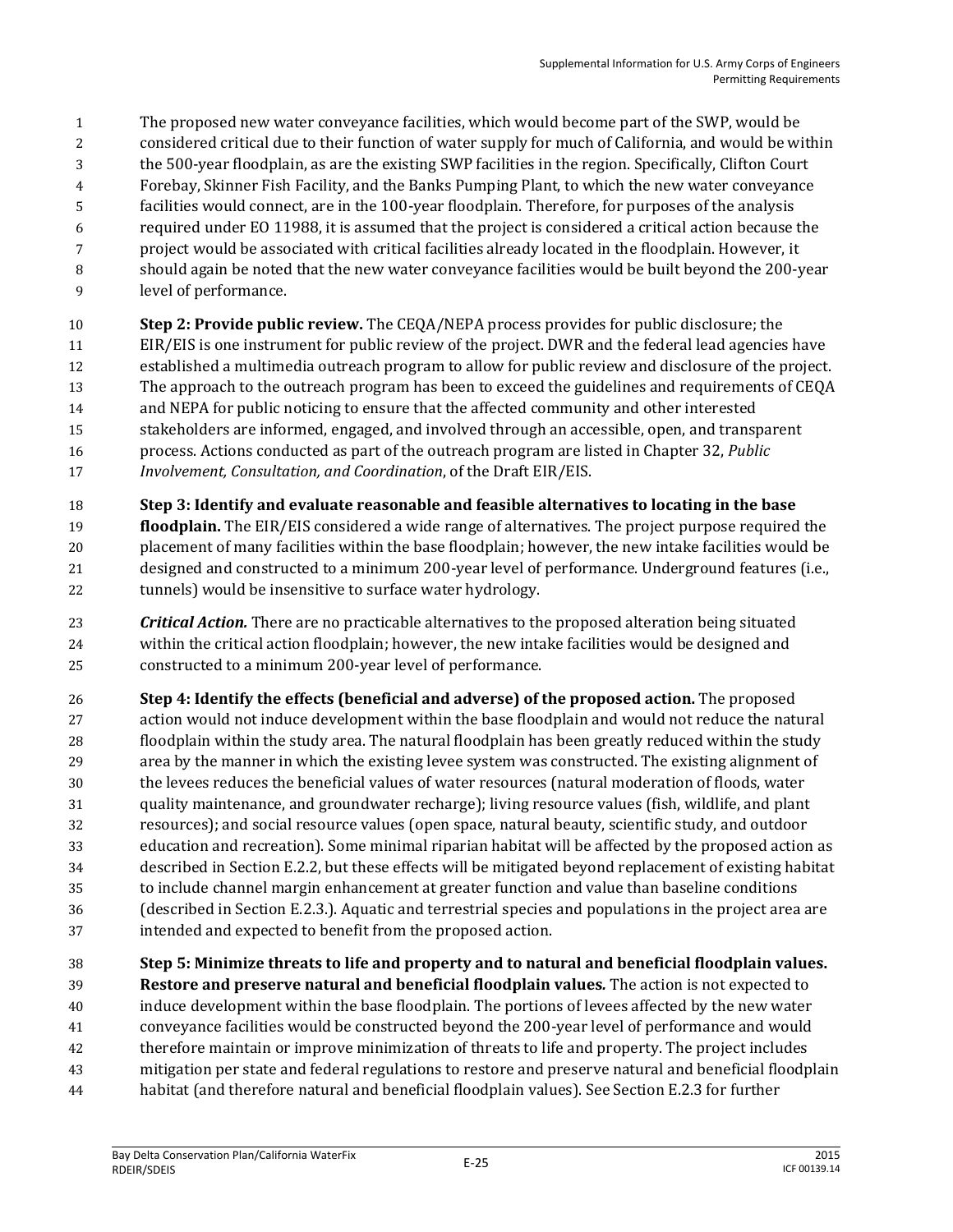The proposed new water conveyance facilities, which would become part of the SWP, would be considered critical due to their function of water supply for much of California, and would be within the 500-year floodplain, as are the existing SWP facilities in the region. Specifically, Clifton Court Forebay, Skinner Fish Facility, and the Banks Pumping Plant, to which the new water conveyance facilities would connect, are in the 100-year floodplain. Therefore, for purposes of the analysis required under EO 11988, it is assumed that the project is considered a critical action because the project would be associated with critical facilities already located in the floodplain. However, it should again be noted that the new water conveyance facilities would be built beyond the 200-year level of performance.

**Step 2: Provide public review.** The CEQA/NEPA process provides for public disclosure; the EIR/EIS is one instrument for public review of the project. DWR and the federal lead agencies have established a multimedia outreach program to allow for public review and disclosure of the project. The approach to the outreach program has been to exceed the guidelines and requirements of CEQA and NEPA for public noticing to ensure that the affected community and other interested stakeholders are informed, engaged, and involved through an accessible, open, and transparent process. Actions conducted as part of the outreach program are listed in Chapter 32, *Public Involvement, Consultation, and Coordination*, of the Draft EIR/EIS.

**Step 3: Identify and evaluate reasonable and feasible alternatives to locating in the base floodplain.** The EIR/EIS considered a wide range of alternatives. The project purpose required the placement of many facilities within the base floodplain; however, the new intake facilities would be designed and constructed to a minimum 200-year level of performance. Underground features (i.e., tunnels) would be insensitive to surface water hydrology.

***Critical Action.*** There are no practicable alternatives to the proposed alteration being situated within the critical action floodplain; however, the new intake facilities would be designed and constructed to a minimum 200-year level of performance.

**Step 4: Identify the effects (beneficial and adverse) of the proposed action.** The proposed action would not induce development within the base floodplain and would not reduce the natural floodplain within the study area. The natural floodplain has been greatly reduced within the study area by the manner in which the existing levee system was constructed. The existing alignment of the levees reduces the beneficial values of water resources (natural moderation of floods, water quality maintenance, and groundwater recharge); living resource values (fish, wildlife, and plant resources); and social resource values (open space, natural beauty, scientific study, and outdoor education and recreation). Some minimal riparian habitat will be affected by the proposed action as described in Section E.2.2, but these effects will be mitigated beyond replacement of existing habitat to include channel margin enhancement at greater function and value than baseline conditions (described in Section E.2.3.). Aquatic and terrestrial species and populations in the project area are intended and expected to benefit from the proposed action.

**Step 5: Minimize threats to life and property and to natural and beneficial floodplain values. Restore and preserve natural and beneficial floodplain values.** The action is not expected to induce development within the base floodplain. The portions of levees affected by the new water conveyance facilities would be constructed beyond the 200-year level of performance and would therefore maintain or improve minimization of threats to life and property. The project includes mitigation per state and federal regulations to restore and preserve natural and beneficial floodplain habitat (and therefore natural and beneficial floodplain values). See Section E.2.3 for further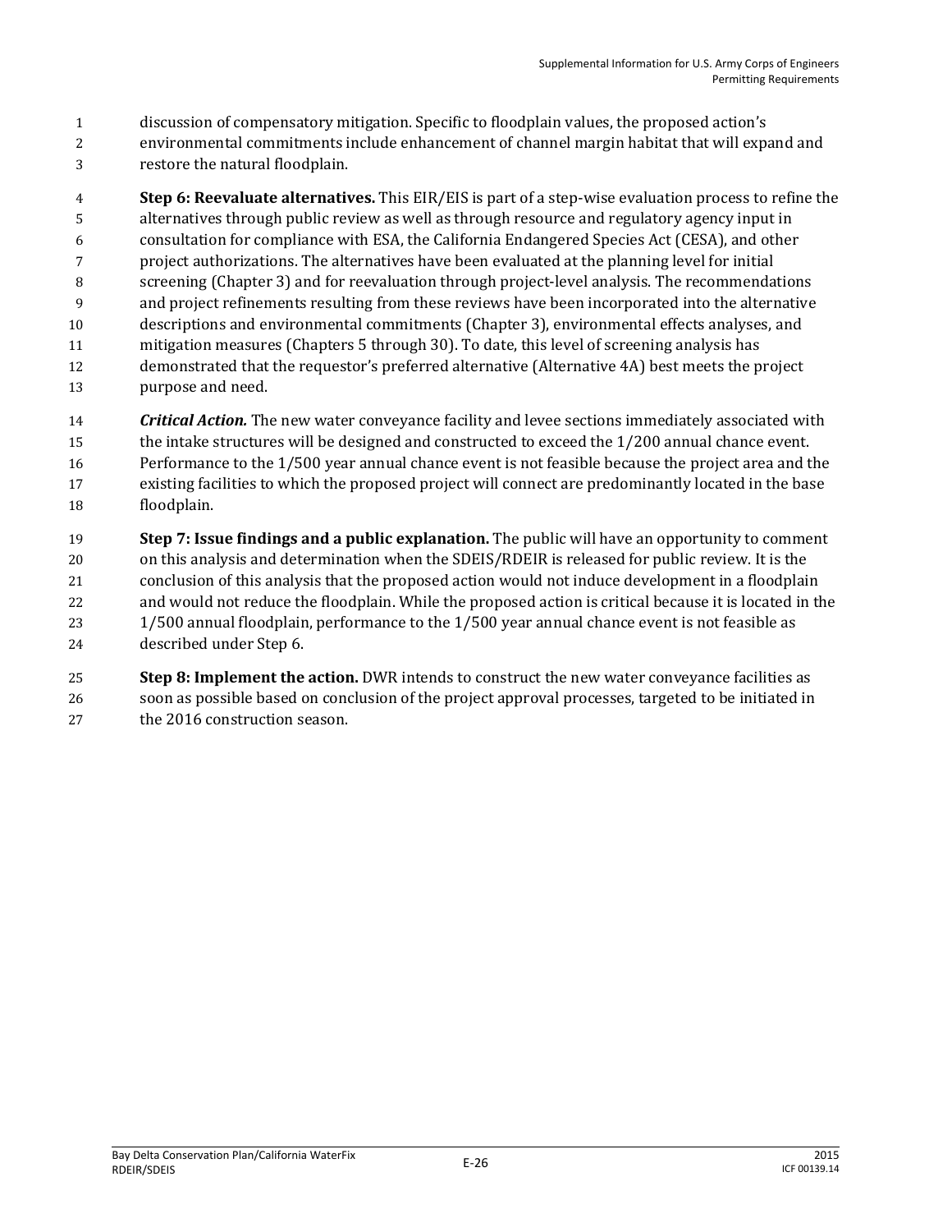discussion of compensatory mitigation. Specific to floodplain values, the proposed action's environmental commitments include enhancement of channel margin habitat that will expand and restore the natural floodplain.

**Step 6: Reevaluate alternatives.** This EIR/EIS is part of a step-wise evaluation process to refine the alternatives through public review as well as through resource and regulatory agency input in consultation for compliance with ESA, the California Endangered Species Act (CESA), and other project authorizations. The alternatives have been evaluated at the planning level for initial screening (Chapter 3) and for reevaluation through project-level analysis. The recommendations and project refinements resulting from these reviews have been incorporated into the alternative descriptions and environmental commitments (Chapter 3), environmental effects analyses, and mitigation measures (Chapters 5 through 30). To date, this level of screening analysis has demonstrated that the requestor's preferred alternative (Alternative 4A) best meets the project purpose and need.

***Critical Action.*** The new water conveyance facility and levee sections immediately associated with the intake structures will be designed and constructed to exceed the 1/200 annual chance event. Performance to the 1/500 year annual chance event is not feasible because the project area and the existing facilities to which the proposed project will connect are predominantly located in the base floodplain.

**Step 7: Issue findings and a public explanation.** The public will have an opportunity to comment on this analysis and determination when the SDEIS/RDEIR is released for public review. It is the conclusion of this analysis that the proposed action would not induce development in a floodplain and would not reduce the floodplain. While the proposed action is critical because it is located in the 1/500 annual floodplain, performance to the 1/500 year annual chance event is not feasible as described under Step 6.

**Step 8: Implement the action.** DWR intends to construct the new water conveyance facilities as soon as possible based on conclusion of the project approval processes, targeted to be initiated in the 2016 construction season.